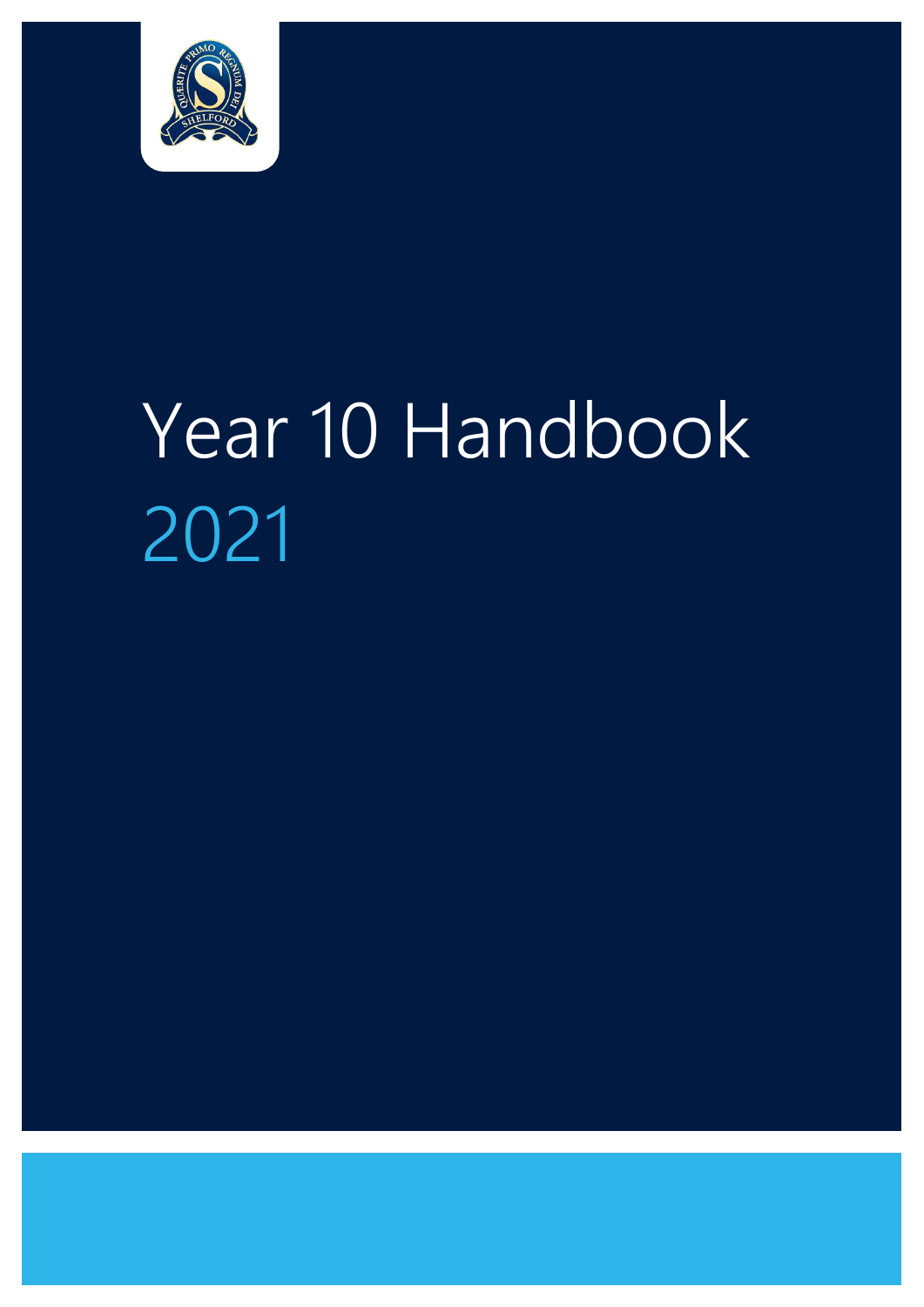# Year 10 Handbook

## 2021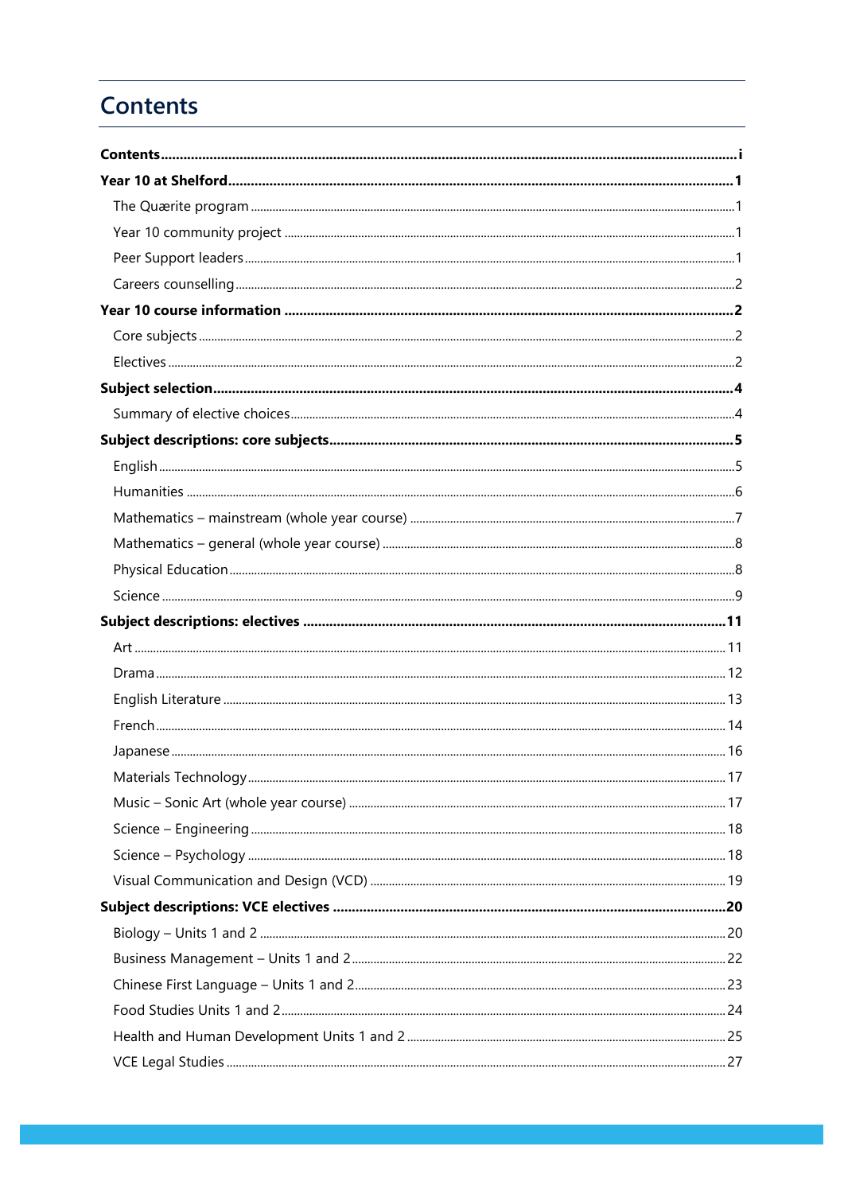# Contents

**Contents** ..... i

**Year 10 at Shelford** ..... 1

- The Quærite program ..... 1
- Year 10 community project ..... 1
- Peer Support leaders ..... 1
- Careers counselling ..... 2

**Year 10 course information** ..... 2

- Core subjects ..... 2
- Electives ..... 2

**Subject selection** ..... 4

- Summary of elective choices ..... 4

**Subject descriptions: core subjects** ..... 5

- English ..... 5
- Humanities ..... 6
- Mathematics – mainstream (whole year course) ..... 7
- Mathematics – general (whole year course) ..... 8
- Physical Education ..... 8
- Science ..... 9

**Subject descriptions: electives** ..... 11

- Art ..... 11
- Drama ..... 12
- English Literature ..... 13
- French ..... 14
- Japanese ..... 16
- Materials Technology ..... 17
- Music – Sonic Art (whole year course) ..... 17
- Science – Engineering ..... 18
- Science – Psychology ..... 18
- Visual Communication and Design (VCD) ..... 19

**Subject descriptions: VCE electives** ..... 20

- Biology – Units 1 and 2 ..... 20
- Business Management – Units 1 and 2 ..... 22
- Chinese First Language – Units 1 and 2 ..... 23
- Food Studies Units 1 and 2 ..... 24
- Health and Human Development Units 1 and 2 ..... 25
- VCE Legal Studies ..... 27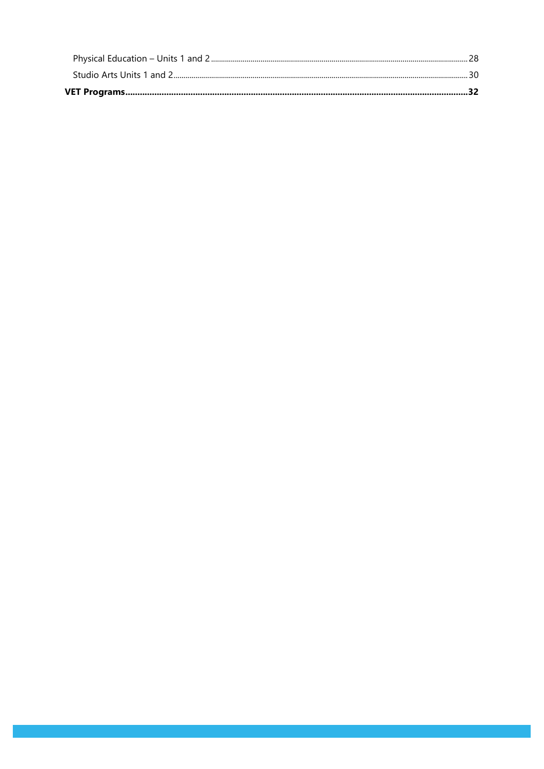Physical Education – Units 1 and 2 ........ 28

Studio Arts Units 1 and 2 ........ 30

**VET Programs ........ 32**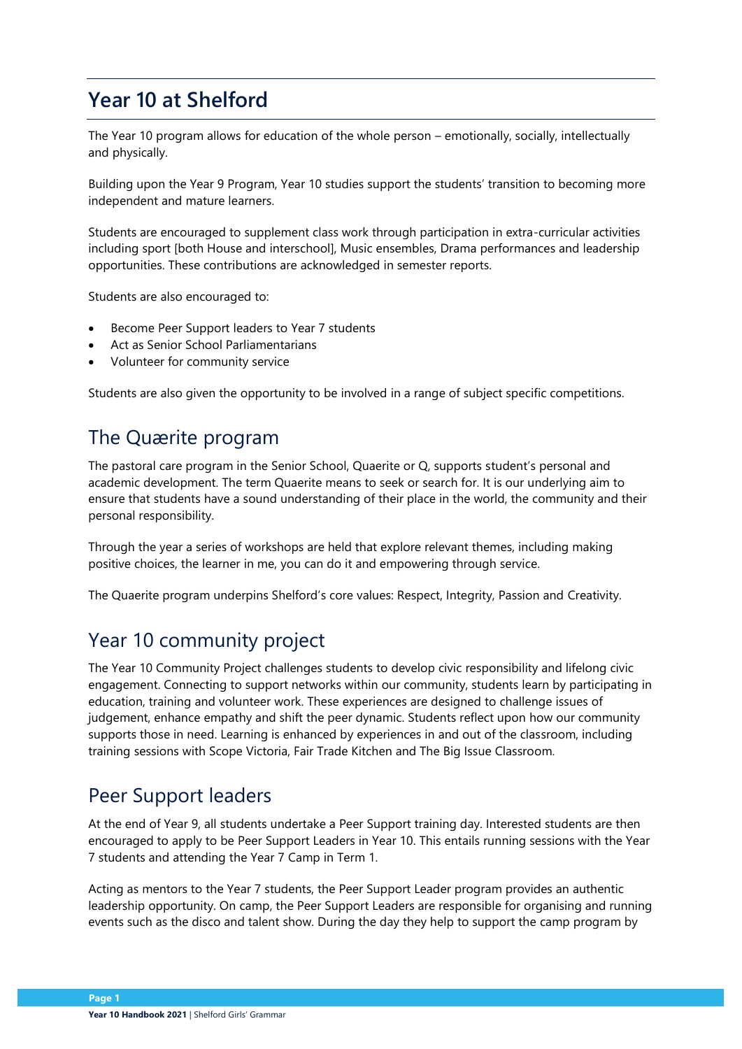# Year 10 at Shelford

The Year 10 program allows for education of the whole person – emotionally, socially, intellectually and physically.

Building upon the Year 9 Program, Year 10 studies support the students' transition to becoming more independent and mature learners.

Students are encouraged to supplement class work through participation in extra-curricular activities including sport [both House and interschool], Music ensembles, Drama performances and leadership opportunities. These contributions are acknowledged in semester reports.

Students are also encouraged to:

- Become Peer Support leaders to Year 7 students
- Act as Senior School Parliamentarians
- Volunteer for community service

Students are also given the opportunity to be involved in a range of subject specific competitions.

## The Quærite program

The pastoral care program in the Senior School, Quaerite or Q, supports student's personal and academic development. The term Quaerite means to seek or search for. It is our underlying aim to ensure that students have a sound understanding of their place in the world, the community and their personal responsibility.

Through the year a series of workshops are held that explore relevant themes, including making positive choices, the learner in me, you can do it and empowering through service.

The Quaerite program underpins Shelford's core values: Respect, Integrity, Passion and Creativity.

## Year 10 community project

The Year 10 Community Project challenges students to develop civic responsibility and lifelong civic engagement. Connecting to support networks within our community, students learn by participating in education, training and volunteer work. These experiences are designed to challenge issues of judgement, enhance empathy and shift the peer dynamic. Students reflect upon how our community supports those in need. Learning is enhanced by experiences in and out of the classroom, including training sessions with Scope Victoria, Fair Trade Kitchen and The Big Issue Classroom.

## Peer Support leaders

At the end of Year 9, all students undertake a Peer Support training day. Interested students are then encouraged to apply to be Peer Support Leaders in Year 10. This entails running sessions with the Year 7 students and attending the Year 7 Camp in Term 1.

Acting as mentors to the Year 7 students, the Peer Support Leader program provides an authentic leadership opportunity. On camp, the Peer Support Leaders are responsible for organising and running events such as the disco and talent show. During the day they help to support the camp program by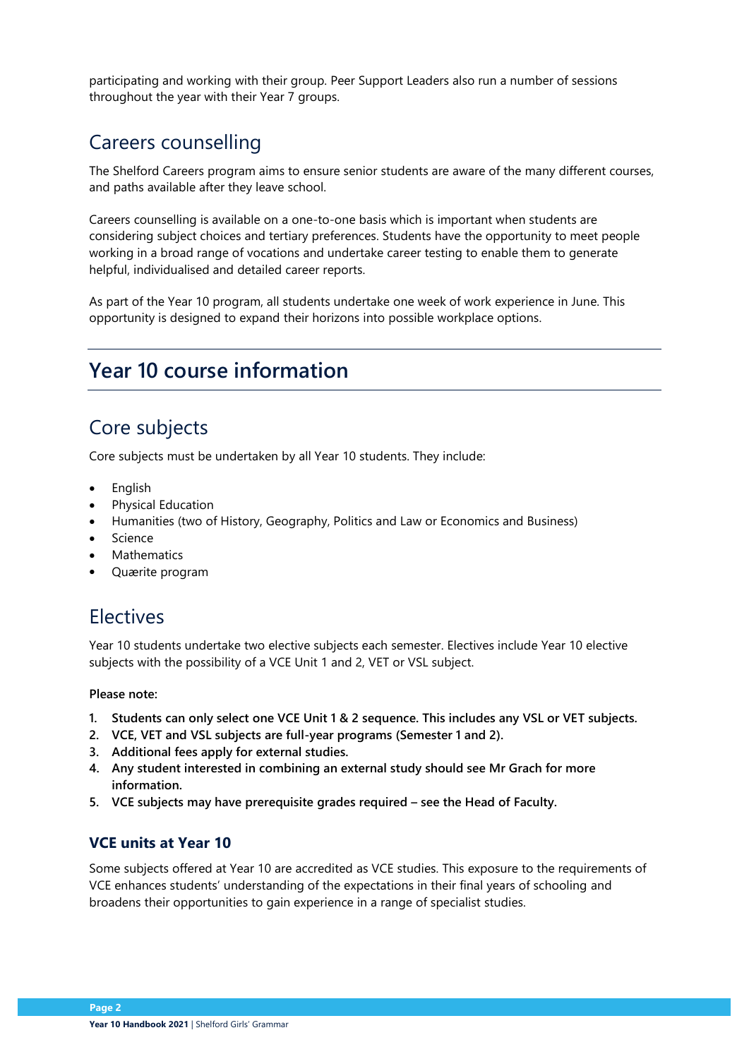participating and working with their group. Peer Support Leaders also run a number of sessions throughout the year with their Year 7 groups.

## Careers counselling

The Shelford Careers program aims to ensure senior students are aware of the many different courses, and paths available after they leave school.

Careers counselling is available on a one-to-one basis which is important when students are considering subject choices and tertiary preferences. Students have the opportunity to meet people working in a broad range of vocations and undertake career testing to enable them to generate helpful, individualised and detailed career reports.

As part of the Year 10 program, all students undertake one week of work experience in June. This opportunity is designed to expand their horizons into possible workplace options.

# Year 10 course information

## Core subjects

Core subjects must be undertaken by all Year 10 students. They include:

- English
- Physical Education
- Humanities (two of History, Geography, Politics and Law or Economics and Business)
- Science
- Mathematics
- Quærite program

## Electives

Year 10 students undertake two elective subjects each semester. Electives include Year 10 elective subjects with the possibility of a VCE Unit 1 and 2, VET or VSL subject.

**Please note:**

1. **Students can only select one VCE Unit 1 & 2 sequence. This includes any VSL or VET subjects.**
2. **VCE, VET and VSL subjects are full-year programs (Semester 1 and 2).**
3. **Additional fees apply for external studies.**
4. **Any student interested in combining an external study should see Mr Grach for more information.**
5. **VCE subjects may have prerequisite grades required – see the Head of Faculty.**

### VCE units at Year 10

Some subjects offered at Year 10 are accredited as VCE studies. This exposure to the requirements of VCE enhances students' understanding of the expectations in their final years of schooling and broadens their opportunities to gain experience in a range of specialist studies.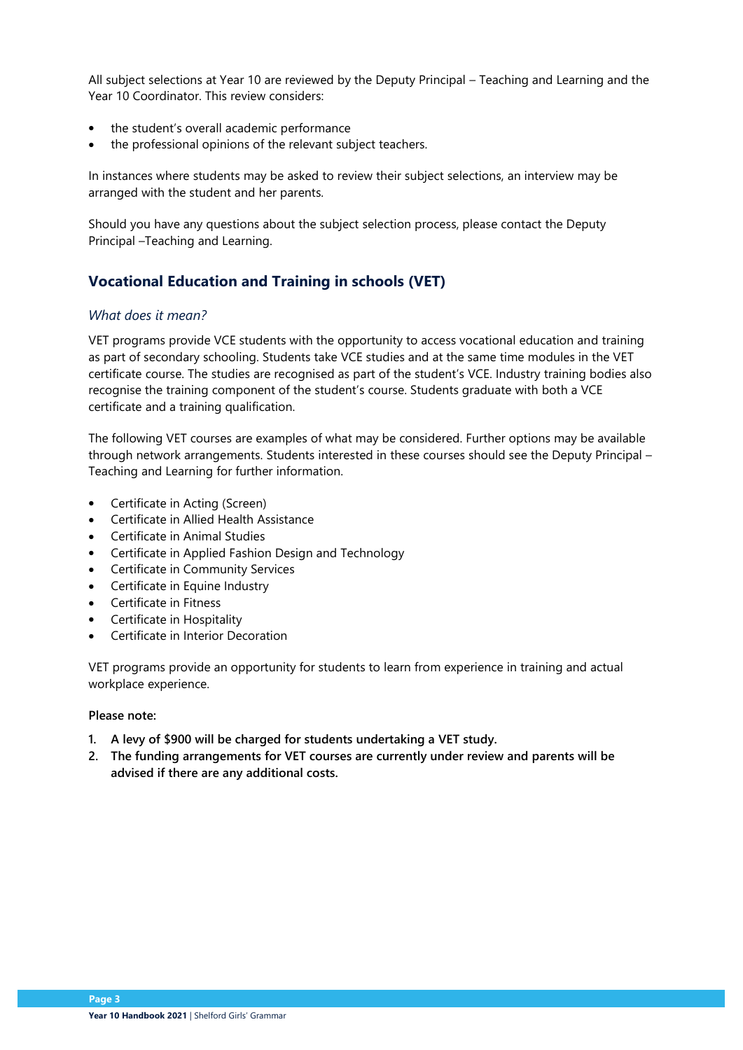All subject selections at Year 10 are reviewed by the Deputy Principal – Teaching and Learning and the Year 10 Coordinator. This review considers:

- the student's overall academic performance
- the professional opinions of the relevant subject teachers.

In instances where students may be asked to review their subject selections, an interview may be arranged with the student and her parents.

Should you have any questions about the subject selection process, please contact the Deputy Principal –Teaching and Learning.

## Vocational Education and Training in schools (VET)

### *What does it mean?*

VET programs provide VCE students with the opportunity to access vocational education and training as part of secondary schooling. Students take VCE studies and at the same time modules in the VET certificate course. The studies are recognised as part of the student's VCE. Industry training bodies also recognise the training component of the student's course. Students graduate with both a VCE certificate and a training qualification.

The following VET courses are examples of what may be considered. Further options may be available through network arrangements. Students interested in these courses should see the Deputy Principal – Teaching and Learning for further information.

- Certificate in Acting (Screen)
- Certificate in Allied Health Assistance
- Certificate in Animal Studies
- Certificate in Applied Fashion Design and Technology
- Certificate in Community Services
- Certificate in Equine Industry
- Certificate in Fitness
- Certificate in Hospitality
- Certificate in Interior Decoration

VET programs provide an opportunity for students to learn from experience in training and actual workplace experience.

**Please note:**

1. **A levy of $900 will be charged for students undertaking a VET study.**
2. **The funding arrangements for VET courses are currently under review and parents will be advised if there are any additional costs.**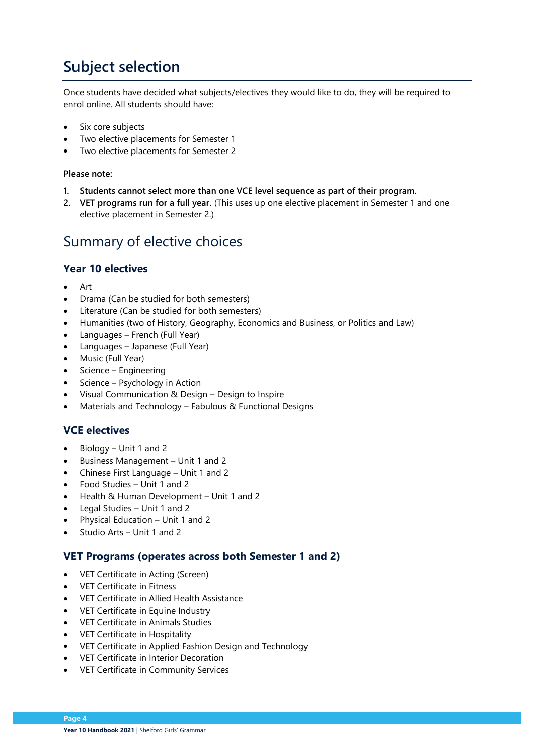# Subject selection

Once students have decided what subjects/electives they would like to do, they will be required to enrol online. All students should have:

- Six core subjects
- Two elective placements for Semester 1
- Two elective placements for Semester 2

**Please note:**

1. **Students cannot select more than one VCE level sequence as part of their program.**
2. **VET programs run for a full year.** (This uses up one elective placement in Semester 1 and one elective placement in Semester 2.)

## Summary of elective choices

### Year 10 electives

- Art
- Drama (Can be studied for both semesters)
- Literature (Can be studied for both semesters)
- Humanities (two of History, Geography, Economics and Business, or Politics and Law)
- Languages – French (Full Year)
- Languages – Japanese (Full Year)
- Music (Full Year)
- Science – Engineering
- Science – Psychology in Action
- Visual Communication & Design – Design to Inspire
- Materials and Technology – Fabulous & Functional Designs

### VCE electives

- Biology – Unit 1 and 2
- Business Management – Unit 1 and 2
- Chinese First Language – Unit 1 and 2
- Food Studies – Unit 1 and 2
- Health & Human Development – Unit 1 and 2
- Legal Studies – Unit 1 and 2
- Physical Education – Unit 1 and 2
- Studio Arts – Unit 1 and 2

### VET Programs (operates across both Semester 1 and 2)

- VET Certificate in Acting (Screen)
- VET Certificate in Fitness
- VET Certificate in Allied Health Assistance
- VET Certificate in Equine Industry
- VET Certificate in Animals Studies
- VET Certificate in Hospitality
- VET Certificate in Applied Fashion Design and Technology
- VET Certificate in Interior Decoration
- VET Certificate in Community Services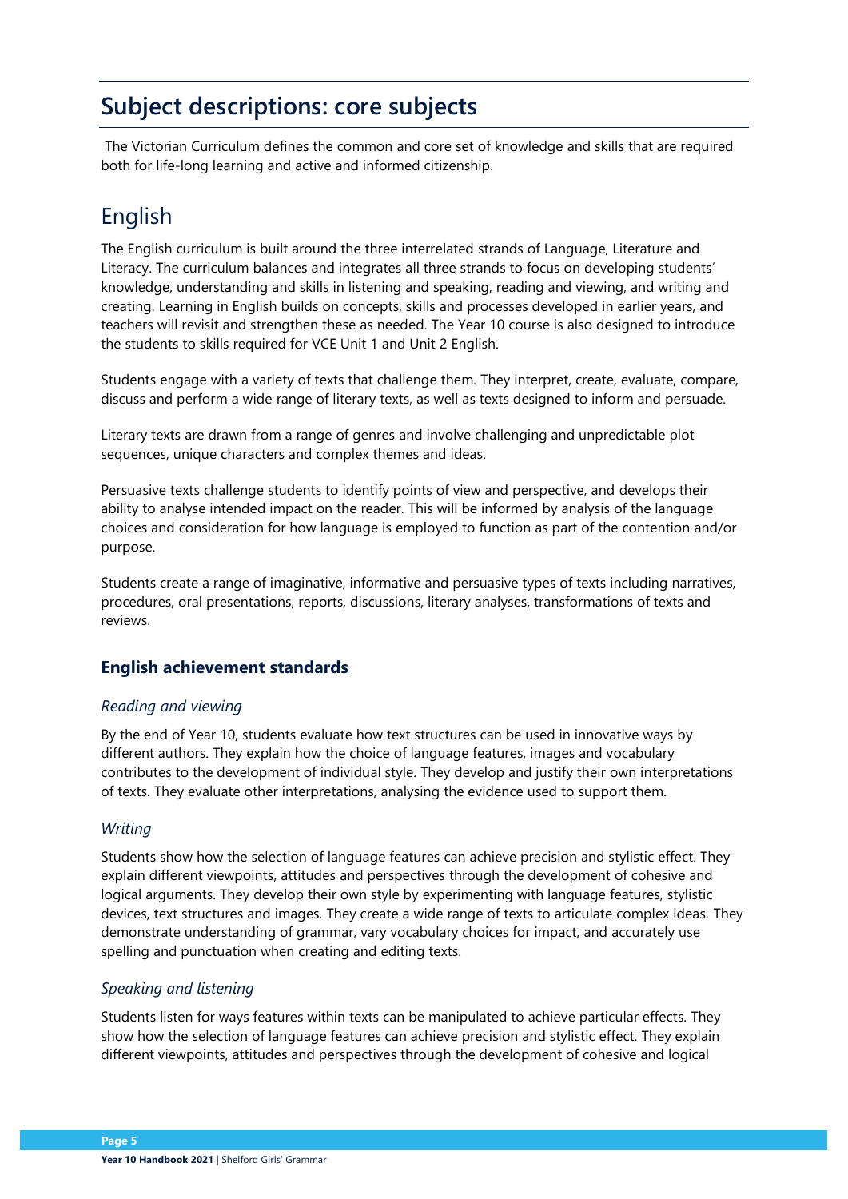# Subject descriptions: core subjects

The Victorian Curriculum defines the common and core set of knowledge and skills that are required both for life-long learning and active and informed citizenship.

## English

The English curriculum is built around the three interrelated strands of Language, Literature and Literacy. The curriculum balances and integrates all three strands to focus on developing students' knowledge, understanding and skills in listening and speaking, reading and viewing, and writing and creating. Learning in English builds on concepts, skills and processes developed in earlier years, and teachers will revisit and strengthen these as needed. The Year 10 course is also designed to introduce the students to skills required for VCE Unit 1 and Unit 2 English.

Students engage with a variety of texts that challenge them. They interpret, create, evaluate, compare, discuss and perform a wide range of literary texts, as well as texts designed to inform and persuade.

Literary texts are drawn from a range of genres and involve challenging and unpredictable plot sequences, unique characters and complex themes and ideas.

Persuasive texts challenge students to identify points of view and perspective, and develops their ability to analyse intended impact on the reader. This will be informed by analysis of the language choices and consideration for how language is employed to function as part of the contention and/or purpose.

Students create a range of imaginative, informative and persuasive types of texts including narratives, procedures, oral presentations, reports, discussions, literary analyses, transformations of texts and reviews.

### English achievement standards

*Reading and viewing*

By the end of Year 10, students evaluate how text structures can be used in innovative ways by different authors. They explain how the choice of language features, images and vocabulary contributes to the development of individual style. They develop and justify their own interpretations of texts. They evaluate other interpretations, analysing the evidence used to support them.

*Writing*

Students show how the selection of language features can achieve precision and stylistic effect. They explain different viewpoints, attitudes and perspectives through the development of cohesive and logical arguments. They develop their own style by experimenting with language features, stylistic devices, text structures and images. They create a wide range of texts to articulate complex ideas. They demonstrate understanding of grammar, vary vocabulary choices for impact, and accurately use spelling and punctuation when creating and editing texts.

*Speaking and listening*

Students listen for ways features within texts can be manipulated to achieve particular effects. They show how the selection of language features can achieve precision and stylistic effect. They explain different viewpoints, attitudes and perspectives through the development of cohesive and logical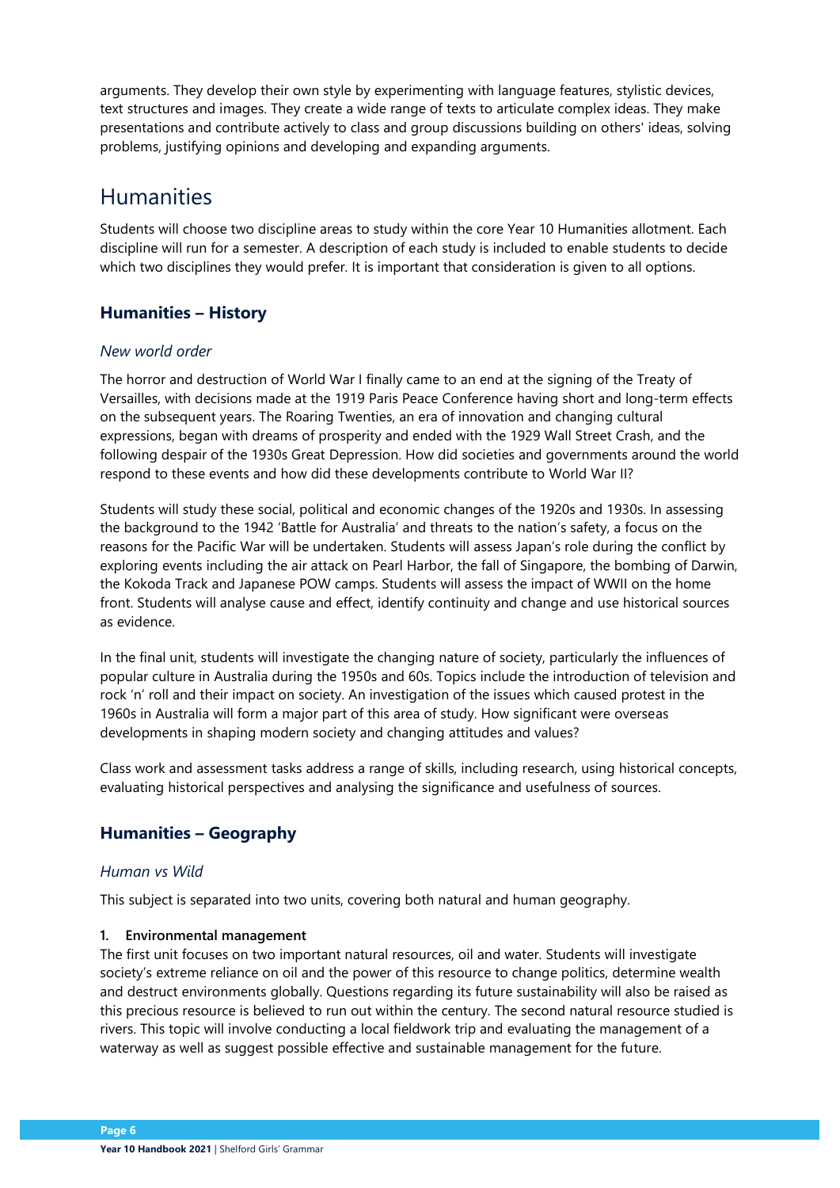arguments. They develop their own style by experimenting with language features, stylistic devices, text structures and images. They create a wide range of texts to articulate complex ideas. They make presentations and contribute actively to class and group discussions building on others' ideas, solving problems, justifying opinions and developing and expanding arguments.

# Humanities

Students will choose two discipline areas to study within the core Year 10 Humanities allotment. Each discipline will run for a semester. A description of each study is included to enable students to decide which two disciplines they would prefer. It is important that consideration is given to all options.

## Humanities – History

### *New world order*

The horror and destruction of World War I finally came to an end at the signing of the Treaty of Versailles, with decisions made at the 1919 Paris Peace Conference having short and long-term effects on the subsequent years. The Roaring Twenties, an era of innovation and changing cultural expressions, began with dreams of prosperity and ended with the 1929 Wall Street Crash, and the following despair of the 1930s Great Depression. How did societies and governments around the world respond to these events and how did these developments contribute to World War II?

Students will study these social, political and economic changes of the 1920s and 1930s. In assessing the background to the 1942 'Battle for Australia' and threats to the nation's safety, a focus on the reasons for the Pacific War will be undertaken. Students will assess Japan's role during the conflict by exploring events including the air attack on Pearl Harbor, the fall of Singapore, the bombing of Darwin, the Kokoda Track and Japanese POW camps. Students will assess the impact of WWII on the home front. Students will analyse cause and effect, identify continuity and change and use historical sources as evidence.

In the final unit, students will investigate the changing nature of society, particularly the influences of popular culture in Australia during the 1950s and 60s. Topics include the introduction of television and rock 'n' roll and their impact on society. An investigation of the issues which caused protest in the 1960s in Australia will form a major part of this area of study. How significant were overseas developments in shaping modern society and changing attitudes and values?

Class work and assessment tasks address a range of skills, including research, using historical concepts, evaluating historical perspectives and analysing the significance and usefulness of sources.

## Humanities – Geography

### *Human vs Wild*

This subject is separated into two units, covering both natural and human geography.

**1. Environmental management**

The first unit focuses on two important natural resources, oil and water. Students will investigate society's extreme reliance on oil and the power of this resource to change politics, determine wealth and destruct environments globally. Questions regarding its future sustainability will also be raised as this precious resource is believed to run out within the century. The second natural resource studied is rivers. This topic will involve conducting a local fieldwork trip and evaluating the management of a waterway as well as suggest possible effective and sustainable management for the future.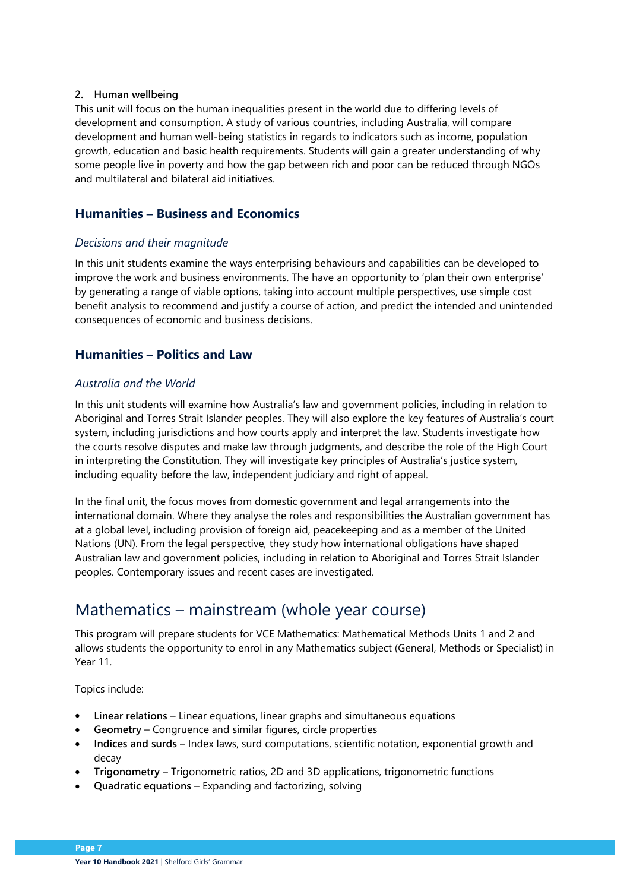**2. Human wellbeing**

This unit will focus on the human inequalities present in the world due to differing levels of development and consumption. A study of various countries, including Australia, will compare development and human well-being statistics in regards to indicators such as income, population growth, education and basic health requirements. Students will gain a greater understanding of why some people live in poverty and how the gap between rich and poor can be reduced through NGOs and multilateral and bilateral aid initiatives.

### Humanities – Business and Economics

*Decisions and their magnitude*

In this unit students examine the ways enterprising behaviours and capabilities can be developed to improve the work and business environments. The have an opportunity to 'plan their own enterprise' by generating a range of viable options, taking into account multiple perspectives, use simple cost benefit analysis to recommend and justify a course of action, and predict the intended and unintended consequences of economic and business decisions.

### Humanities – Politics and Law

*Australia and the World*

In this unit students will examine how Australia's law and government policies, including in relation to Aboriginal and Torres Strait Islander peoples. They will also explore the key features of Australia's court system, including jurisdictions and how courts apply and interpret the law. Students investigate how the courts resolve disputes and make law through judgments, and describe the role of the High Court in interpreting the Constitution. They will investigate key principles of Australia's justice system, including equality before the law, independent judiciary and right of appeal.

In the final unit, the focus moves from domestic government and legal arrangements into the international domain. Where they analyse the roles and responsibilities the Australian government has at a global level, including provision of foreign aid, peacekeeping and as a member of the United Nations (UN). From the legal perspective, they study how international obligations have shaped Australian law and government policies, including in relation to Aboriginal and Torres Strait Islander peoples. Contemporary issues and recent cases are investigated.

## Mathematics – mainstream (whole year course)

This program will prepare students for VCE Mathematics: Mathematical Methods Units 1 and 2 and allows students the opportunity to enrol in any Mathematics subject (General, Methods or Specialist) in Year 11.

Topics include:

- **Linear relations** – Linear equations, linear graphs and simultaneous equations
- **Geometry** – Congruence and similar figures, circle properties
- **Indices and surds** – Index laws, surd computations, scientific notation, exponential growth and decay
- **Trigonometry** – Trigonometric ratios, 2D and 3D applications, trigonometric functions
- **Quadratic equations** – Expanding and factorizing, solving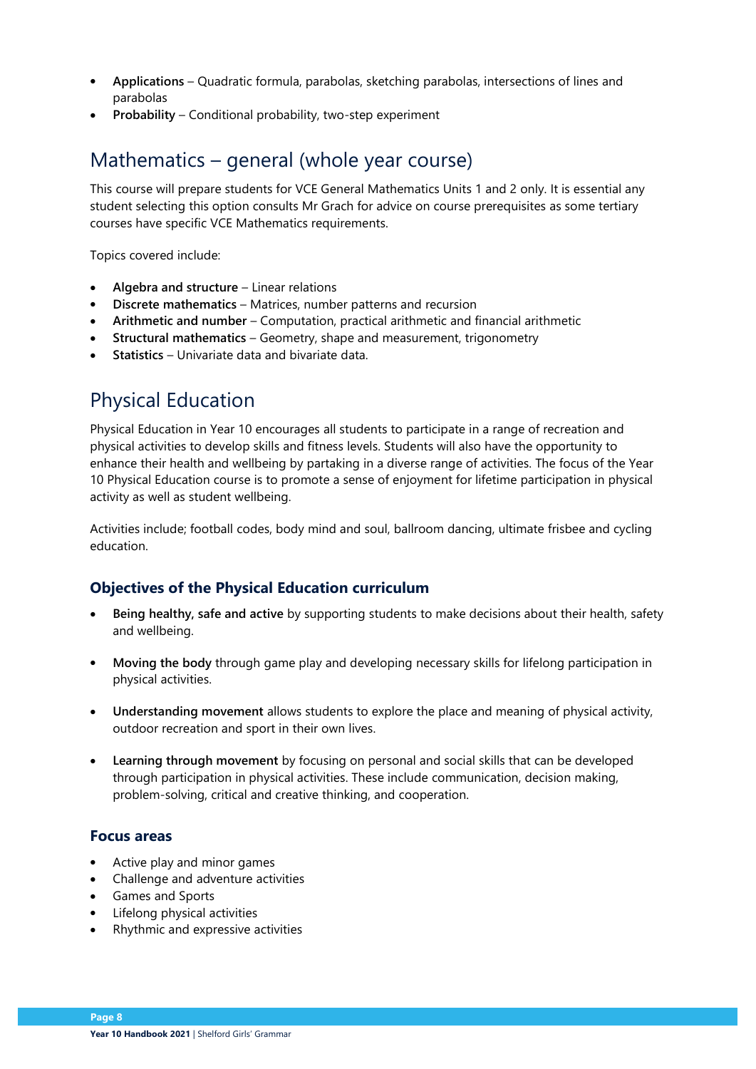- **Applications** – Quadratic formula, parabolas, sketching parabolas, intersections of lines and parabolas
- **Probability** – Conditional probability, two-step experiment

## Mathematics – general (whole year course)

This course will prepare students for VCE General Mathematics Units 1 and 2 only. It is essential any student selecting this option consults Mr Grach for advice on course prerequisites as some tertiary courses have specific VCE Mathematics requirements.

Topics covered include:

- **Algebra and structure** – Linear relations
- **Discrete mathematics** – Matrices, number patterns and recursion
- **Arithmetic and number** – Computation, practical arithmetic and financial arithmetic
- **Structural mathematics** – Geometry, shape and measurement, trigonometry
- **Statistics** – Univariate data and bivariate data.

## Physical Education

Physical Education in Year 10 encourages all students to participate in a range of recreation and physical activities to develop skills and fitness levels. Students will also have the opportunity to enhance their health and wellbeing by partaking in a diverse range of activities. The focus of the Year 10 Physical Education course is to promote a sense of enjoyment for lifetime participation in physical activity as well as student wellbeing.

Activities include; football codes, body mind and soul, ballroom dancing, ultimate frisbee and cycling education.

### Objectives of the Physical Education curriculum

- **Being healthy, safe and active** by supporting students to make decisions about their health, safety and wellbeing.
- **Moving the body** through game play and developing necessary skills for lifelong participation in physical activities.
- **Understanding movement** allows students to explore the place and meaning of physical activity, outdoor recreation and sport in their own lives.
- **Learning through movement** by focusing on personal and social skills that can be developed through participation in physical activities. These include communication, decision making, problem-solving, critical and creative thinking, and cooperation.

### Focus areas

- Active play and minor games
- Challenge and adventure activities
- Games and Sports
- Lifelong physical activities
- Rhythmic and expressive activities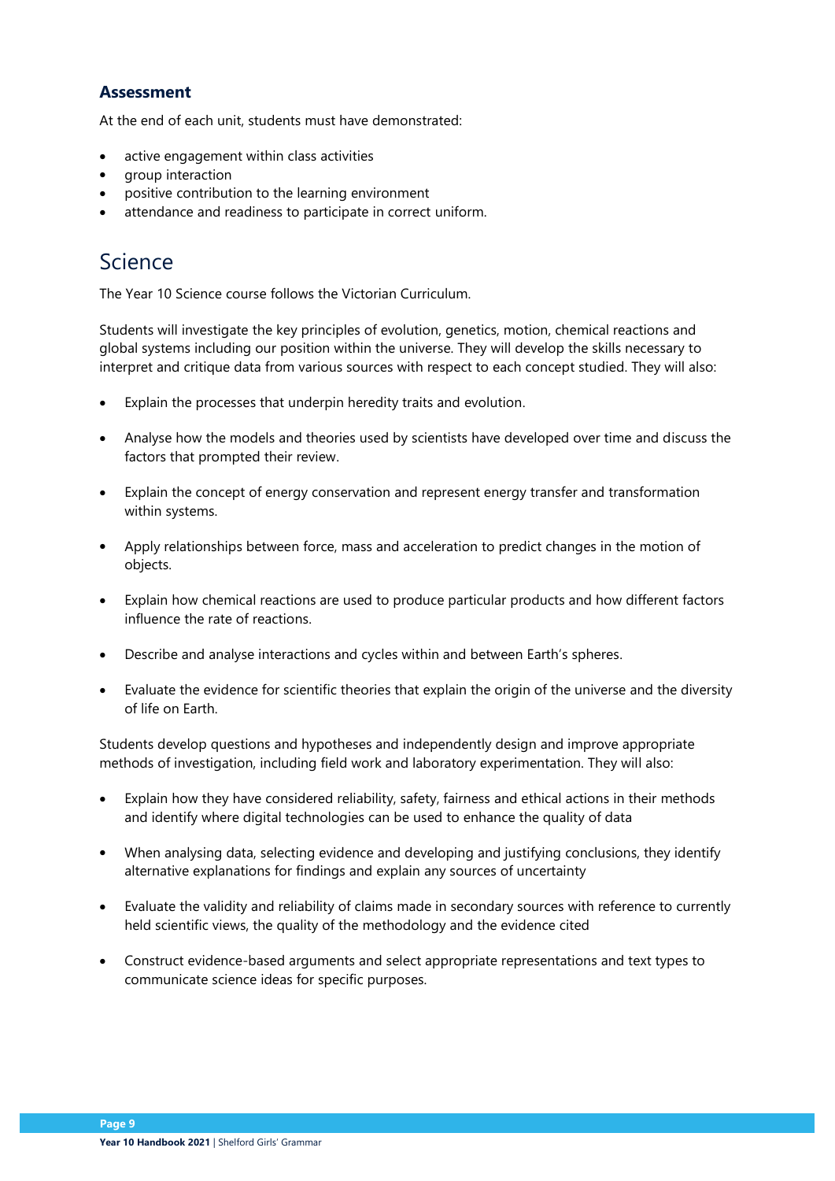### Assessment

At the end of each unit, students must have demonstrated:

- active engagement within class activities
- group interaction
- positive contribution to the learning environment
- attendance and readiness to participate in correct uniform.

## Science

The Year 10 Science course follows the Victorian Curriculum.

Students will investigate the key principles of evolution, genetics, motion, chemical reactions and global systems including our position within the universe. They will develop the skills necessary to interpret and critique data from various sources with respect to each concept studied. They will also:

- Explain the processes that underpin heredity traits and evolution.
- Analyse how the models and theories used by scientists have developed over time and discuss the factors that prompted their review.
- Explain the concept of energy conservation and represent energy transfer and transformation within systems.
- Apply relationships between force, mass and acceleration to predict changes in the motion of objects.
- Explain how chemical reactions are used to produce particular products and how different factors influence the rate of reactions.
- Describe and analyse interactions and cycles within and between Earth's spheres.
- Evaluate the evidence for scientific theories that explain the origin of the universe and the diversity of life on Earth.

Students develop questions and hypotheses and independently design and improve appropriate methods of investigation, including field work and laboratory experimentation. They will also:

- Explain how they have considered reliability, safety, fairness and ethical actions in their methods and identify where digital technologies can be used to enhance the quality of data
- When analysing data, selecting evidence and developing and justifying conclusions, they identify alternative explanations for findings and explain any sources of uncertainty
- Evaluate the validity and reliability of claims made in secondary sources with reference to currently held scientific views, the quality of the methodology and the evidence cited
- Construct evidence-based arguments and select appropriate representations and text types to communicate science ideas for specific purposes.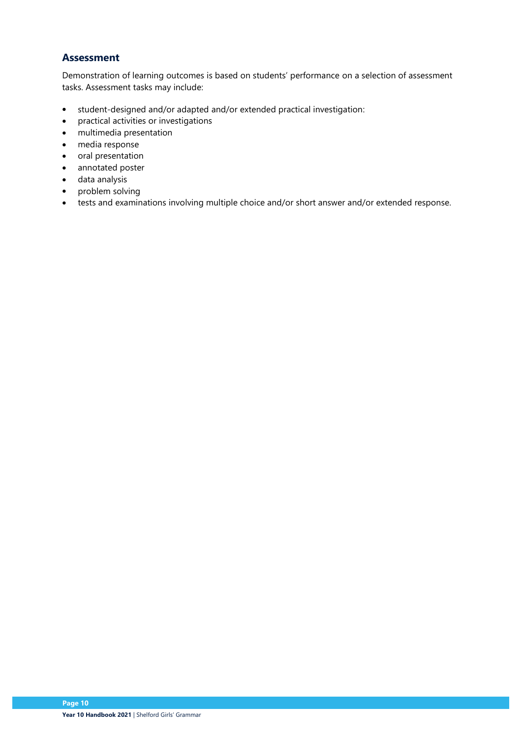### Assessment

Demonstration of learning outcomes is based on students' performance on a selection of assessment tasks. Assessment tasks may include:

- student-designed and/or adapted and/or extended practical investigation:
- practical activities or investigations
- multimedia presentation
- media response
- oral presentation
- annotated poster
- data analysis
- problem solving
- tests and examinations involving multiple choice and/or short answer and/or extended response.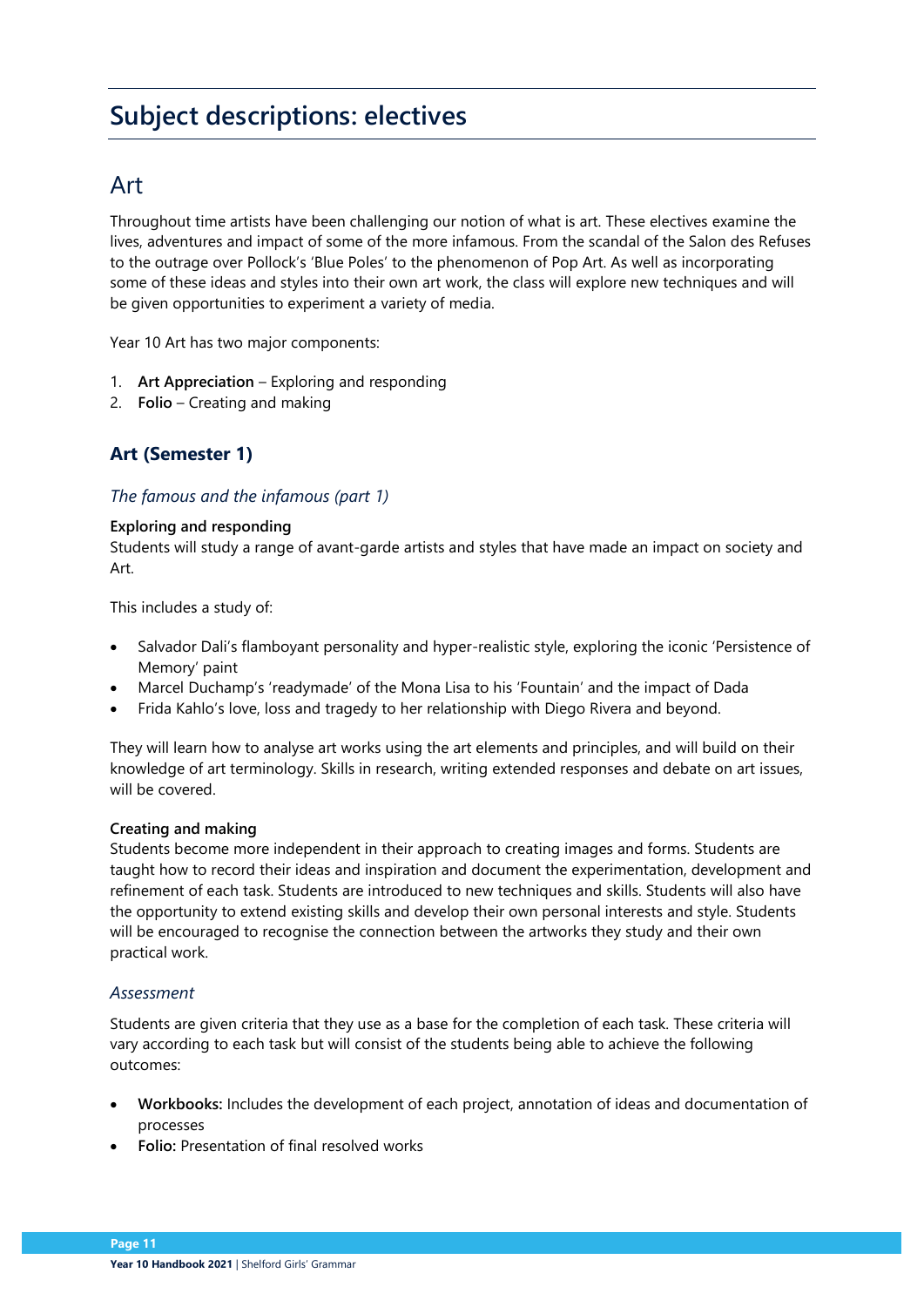# Subject descriptions: electives

## Art

Throughout time artists have been challenging our notion of what is art. These electives examine the lives, adventures and impact of some of the more infamous. From the scandal of the Salon des Refuses to the outrage over Pollock's 'Blue Poles' to the phenomenon of Pop Art. As well as incorporating some of these ideas and styles into their own art work, the class will explore new techniques and will be given opportunities to experiment a variety of media.

Year 10 Art has two major components:

1. **Art Appreciation** – Exploring and responding
2. **Folio** – Creating and making

### Art (Semester 1)

*The famous and the infamous (part 1)*

**Exploring and responding**
Students will study a range of avant-garde artists and styles that have made an impact on society and Art.

This includes a study of:

- Salvador Dali's flamboyant personality and hyper-realistic style, exploring the iconic 'Persistence of Memory' paint
- Marcel Duchamp's 'readymade' of the Mona Lisa to his 'Fountain' and the impact of Dada
- Frida Kahlo's love, loss and tragedy to her relationship with Diego Rivera and beyond.

They will learn how to analyse art works using the art elements and principles, and will build on their knowledge of art terminology. Skills in research, writing extended responses and debate on art issues, will be covered.

**Creating and making**
Students become more independent in their approach to creating images and forms. Students are taught how to record their ideas and inspiration and document the experimentation, development and refinement of each task. Students are introduced to new techniques and skills. Students will also have the opportunity to extend existing skills and develop their own personal interests and style. Students will be encouraged to recognise the connection between the artworks they study and their own practical work.

*Assessment*

Students are given criteria that they use as a base for the completion of each task. These criteria will vary according to each task but will consist of the students being able to achieve the following outcomes:

- **Workbooks:** Includes the development of each project, annotation of ideas and documentation of processes
- **Folio:** Presentation of final resolved works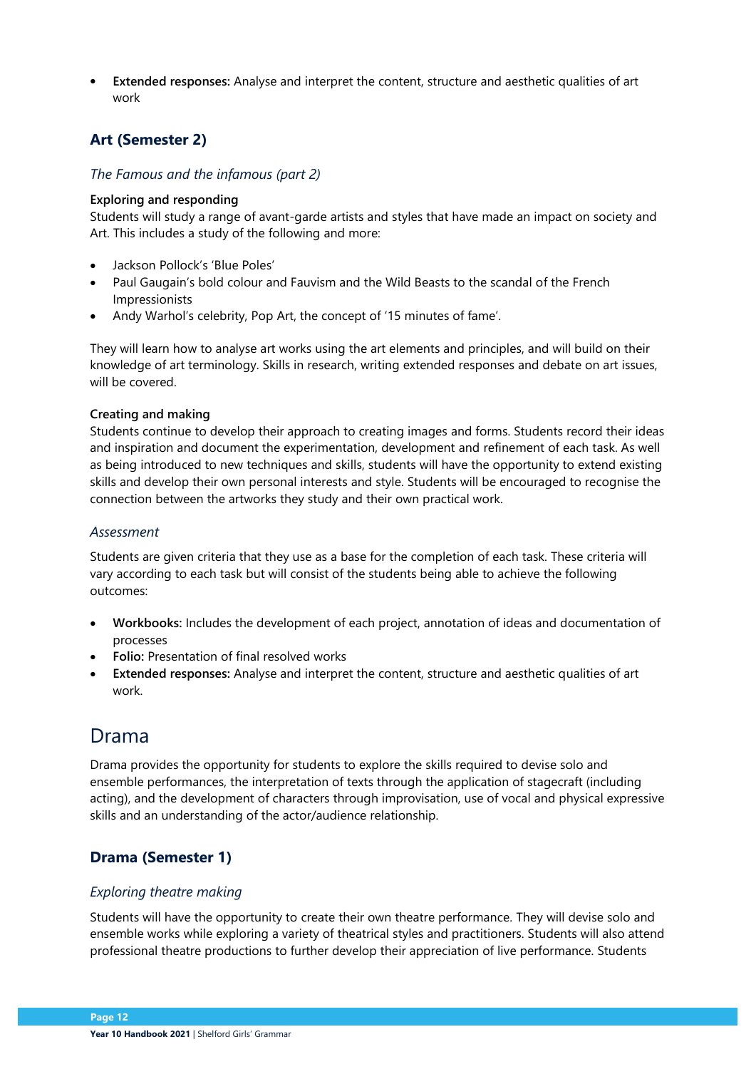- **Extended responses:** Analyse and interpret the content, structure and aesthetic qualities of art work

### Art (Semester 2)

*The Famous and the infamous (part 2)*

**Exploring and responding**
Students will study a range of avant-garde artists and styles that have made an impact on society and Art. This includes a study of the following and more:

- Jackson Pollock's 'Blue Poles'
- Paul Gaugain's bold colour and Fauvism and the Wild Beasts to the scandal of the French Impressionists
- Andy Warhol's celebrity, Pop Art, the concept of '15 minutes of fame'.

They will learn how to analyse art works using the art elements and principles, and will build on their knowledge of art terminology. Skills in research, writing extended responses and debate on art issues, will be covered.

**Creating and making**
Students continue to develop their approach to creating images and forms. Students record their ideas and inspiration and document the experimentation, development and refinement of each task. As well as being introduced to new techniques and skills, students will have the opportunity to extend existing skills and develop their own personal interests and style. Students will be encouraged to recognise the connection between the artworks they study and their own practical work.

*Assessment*

Students are given criteria that they use as a base for the completion of each task. These criteria will vary according to each task but will consist of the students being able to achieve the following outcomes:

- **Workbooks:** Includes the development of each project, annotation of ideas and documentation of processes
- **Folio:** Presentation of final resolved works
- **Extended responses:** Analyse and interpret the content, structure and aesthetic qualities of art work.

## Drama

Drama provides the opportunity for students to explore the skills required to devise solo and ensemble performances, the interpretation of texts through the application of stagecraft (including acting), and the development of characters through improvisation, use of vocal and physical expressive skills and an understanding of the actor/audience relationship.

### Drama (Semester 1)

*Exploring theatre making*

Students will have the opportunity to create their own theatre performance. They will devise solo and ensemble works while exploring a variety of theatrical styles and practitioners. Students will also attend professional theatre productions to further develop their appreciation of live performance. Students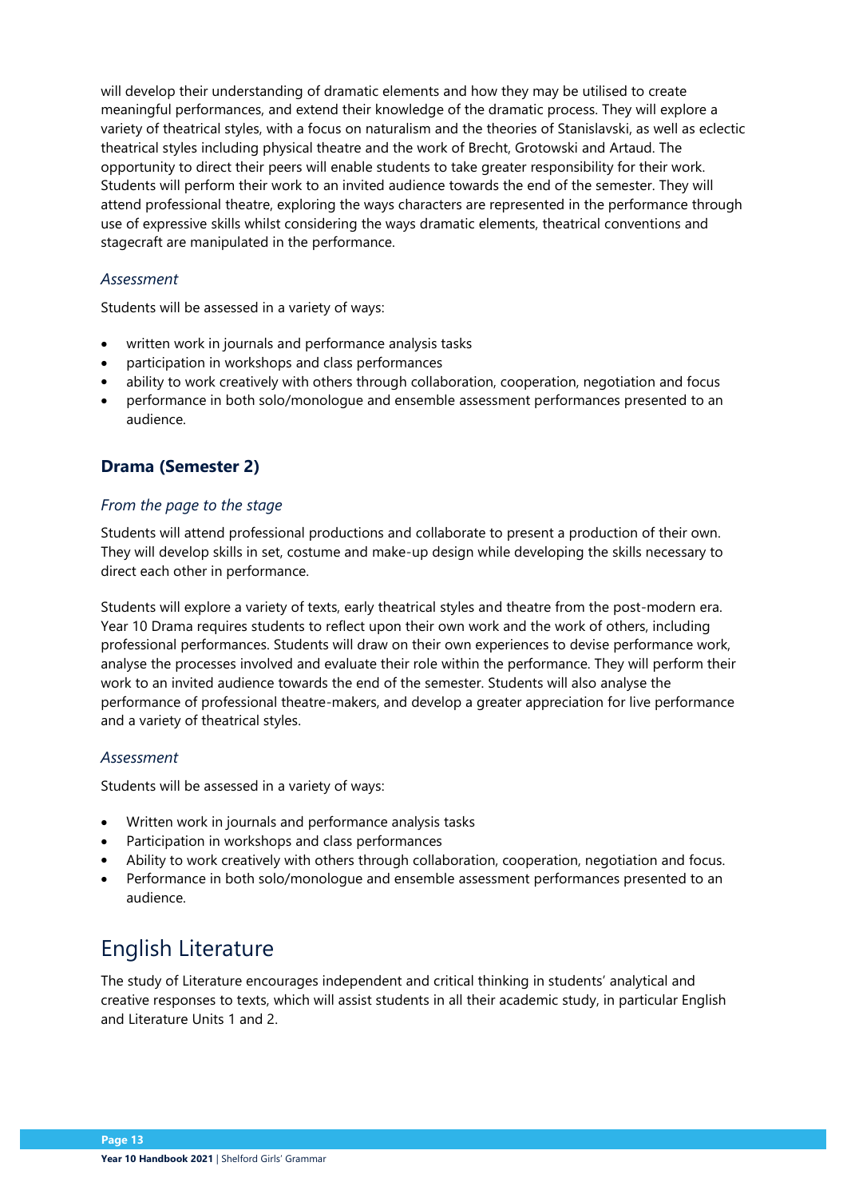will develop their understanding of dramatic elements and how they may be utilised to create meaningful performances, and extend their knowledge of the dramatic process. They will explore a variety of theatrical styles, with a focus on naturalism and the theories of Stanislavski, as well as eclectic theatrical styles including physical theatre and the work of Brecht, Grotowski and Artaud. The opportunity to direct their peers will enable students to take greater responsibility for their work. Students will perform their work to an invited audience towards the end of the semester. They will attend professional theatre, exploring the ways characters are represented in the performance through use of expressive skills whilst considering the ways dramatic elements, theatrical conventions and stagecraft are manipulated in the performance.

### *Assessment*

Students will be assessed in a variety of ways:

- written work in journals and performance analysis tasks
- participation in workshops and class performances
- ability to work creatively with others through collaboration, cooperation, negotiation and focus
- performance in both solo/monologue and ensemble assessment performances presented to an audience.

## Drama (Semester 2)

### *From the page to the stage*

Students will attend professional productions and collaborate to present a production of their own. They will develop skills in set, costume and make-up design while developing the skills necessary to direct each other in performance.

Students will explore a variety of texts, early theatrical styles and theatre from the post-modern era. Year 10 Drama requires students to reflect upon their own work and the work of others, including professional performances. Students will draw on their own experiences to devise performance work, analyse the processes involved and evaluate their role within the performance. They will perform their work to an invited audience towards the end of the semester. Students will also analyse the performance of professional theatre-makers, and develop a greater appreciation for live performance and a variety of theatrical styles.

### *Assessment*

Students will be assessed in a variety of ways:

- Written work in journals and performance analysis tasks
- Participation in workshops and class performances
- Ability to work creatively with others through collaboration, cooperation, negotiation and focus.
- Performance in both solo/monologue and ensemble assessment performances presented to an audience.

# English Literature

The study of Literature encourages independent and critical thinking in students' analytical and creative responses to texts, which will assist students in all their academic study, in particular English and Literature Units 1 and 2.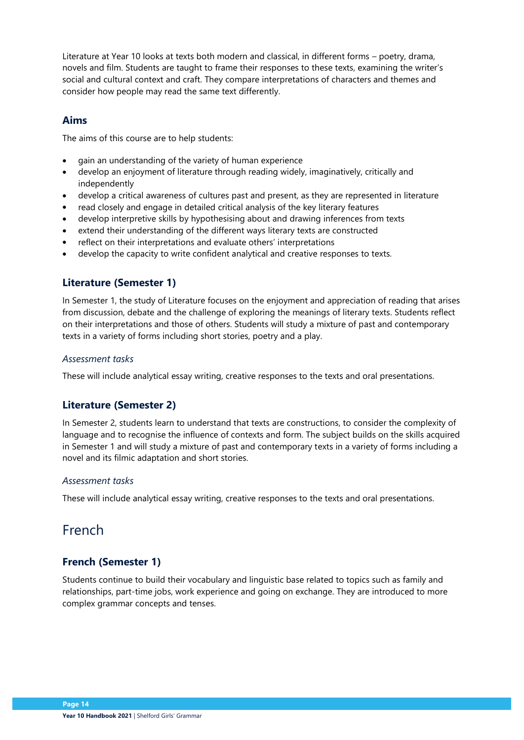Literature at Year 10 looks at texts both modern and classical, in different forms – poetry, drama, novels and film. Students are taught to frame their responses to these texts, examining the writer's social and cultural context and craft. They compare interpretations of characters and themes and consider how people may read the same text differently.

### Aims

The aims of this course are to help students:

- gain an understanding of the variety of human experience
- develop an enjoyment of literature through reading widely, imaginatively, critically and independently
- develop a critical awareness of cultures past and present, as they are represented in literature
- read closely and engage in detailed critical analysis of the key literary features
- develop interpretive skills by hypothesising about and drawing inferences from texts
- extend their understanding of the different ways literary texts are constructed
- reflect on their interpretations and evaluate others' interpretations
- develop the capacity to write confident analytical and creative responses to texts.

### Literature (Semester 1)

In Semester 1, the study of Literature focuses on the enjoyment and appreciation of reading that arises from discussion, debate and the challenge of exploring the meanings of literary texts. Students reflect on their interpretations and those of others. Students will study a mixture of past and contemporary texts in a variety of forms including short stories, poetry and a play.

#### *Assessment tasks*

These will include analytical essay writing, creative responses to the texts and oral presentations.

### Literature (Semester 2)

In Semester 2, students learn to understand that texts are constructions, to consider the complexity of language and to recognise the influence of contexts and form. The subject builds on the skills acquired in Semester 1 and will study a mixture of past and contemporary texts in a variety of forms including a novel and its filmic adaptation and short stories.

#### *Assessment tasks*

These will include analytical essay writing, creative responses to the texts and oral presentations.

## French

### French (Semester 1)

Students continue to build their vocabulary and linguistic base related to topics such as family and relationships, part-time jobs, work experience and going on exchange. They are introduced to more complex grammar concepts and tenses.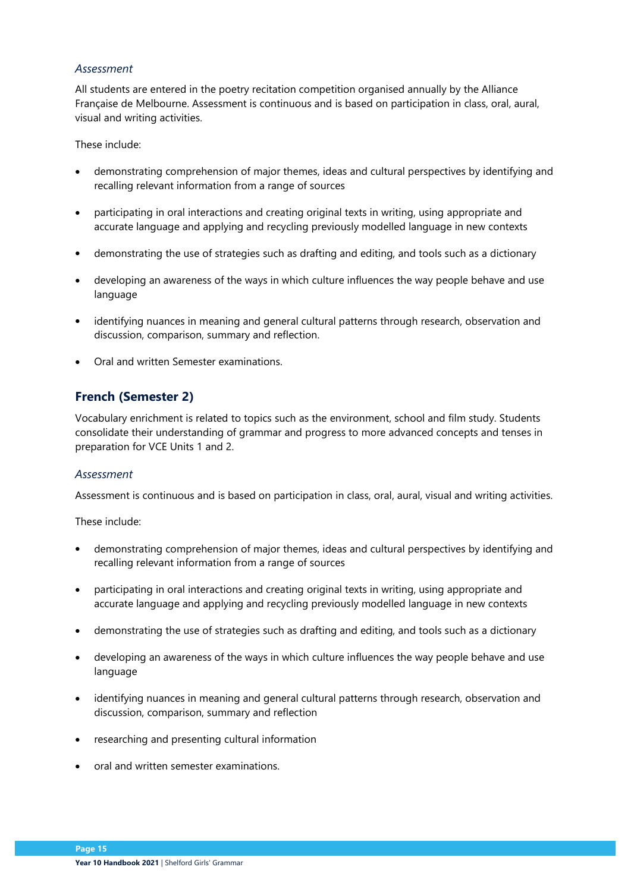*Assessment*

All students are entered in the poetry recitation competition organised annually by the Alliance Française de Melbourne. Assessment is continuous and is based on participation in class, oral, aural, visual and writing activities.

These include:

- demonstrating comprehension of major themes, ideas and cultural perspectives by identifying and recalling relevant information from a range of sources
- participating in oral interactions and creating original texts in writing, using appropriate and accurate language and applying and recycling previously modelled language in new contexts
- demonstrating the use of strategies such as drafting and editing, and tools such as a dictionary
- developing an awareness of the ways in which culture influences the way people behave and use language
- identifying nuances in meaning and general cultural patterns through research, observation and discussion, comparison, summary and reflection.
- Oral and written Semester examinations.

## French (Semester 2)

Vocabulary enrichment is related to topics such as the environment, school and film study. Students consolidate their understanding of grammar and progress to more advanced concepts and tenses in preparation for VCE Units 1 and 2.

*Assessment*

Assessment is continuous and is based on participation in class, oral, aural, visual and writing activities.

These include:

- demonstrating comprehension of major themes, ideas and cultural perspectives by identifying and recalling relevant information from a range of sources
- participating in oral interactions and creating original texts in writing, using appropriate and accurate language and applying and recycling previously modelled language in new contexts
- demonstrating the use of strategies such as drafting and editing, and tools such as a dictionary
- developing an awareness of the ways in which culture influences the way people behave and use language
- identifying nuances in meaning and general cultural patterns through research, observation and discussion, comparison, summary and reflection
- researching and presenting cultural information
- oral and written semester examinations.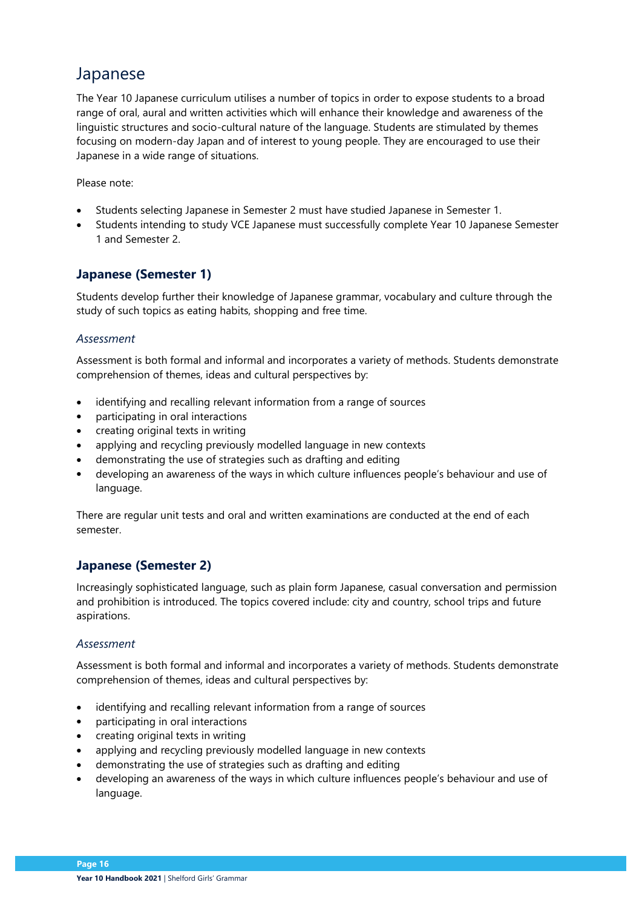# Japanese

The Year 10 Japanese curriculum utilises a number of topics in order to expose students to a broad range of oral, aural and written activities which will enhance their knowledge and awareness of the linguistic structures and socio-cultural nature of the language. Students are stimulated by themes focusing on modern-day Japan and of interest to young people. They are encouraged to use their Japanese in a wide range of situations.

Please note:

- Students selecting Japanese in Semester 2 must have studied Japanese in Semester 1.
- Students intending to study VCE Japanese must successfully complete Year 10 Japanese Semester 1 and Semester 2.

## Japanese (Semester 1)

Students develop further their knowledge of Japanese grammar, vocabulary and culture through the study of such topics as eating habits, shopping and free time.

### *Assessment*

Assessment is both formal and informal and incorporates a variety of methods. Students demonstrate comprehension of themes, ideas and cultural perspectives by:

- identifying and recalling relevant information from a range of sources
- participating in oral interactions
- creating original texts in writing
- applying and recycling previously modelled language in new contexts
- demonstrating the use of strategies such as drafting and editing
- developing an awareness of the ways in which culture influences people's behaviour and use of language.

There are regular unit tests and oral and written examinations are conducted at the end of each semester.

## Japanese (Semester 2)

Increasingly sophisticated language, such as plain form Japanese, casual conversation and permission and prohibition is introduced. The topics covered include: city and country, school trips and future aspirations.

### *Assessment*

Assessment is both formal and informal and incorporates a variety of methods. Students demonstrate comprehension of themes, ideas and cultural perspectives by:

- identifying and recalling relevant information from a range of sources
- participating in oral interactions
- creating original texts in writing
- applying and recycling previously modelled language in new contexts
- demonstrating the use of strategies such as drafting and editing
- developing an awareness of the ways in which culture influences people's behaviour and use of language.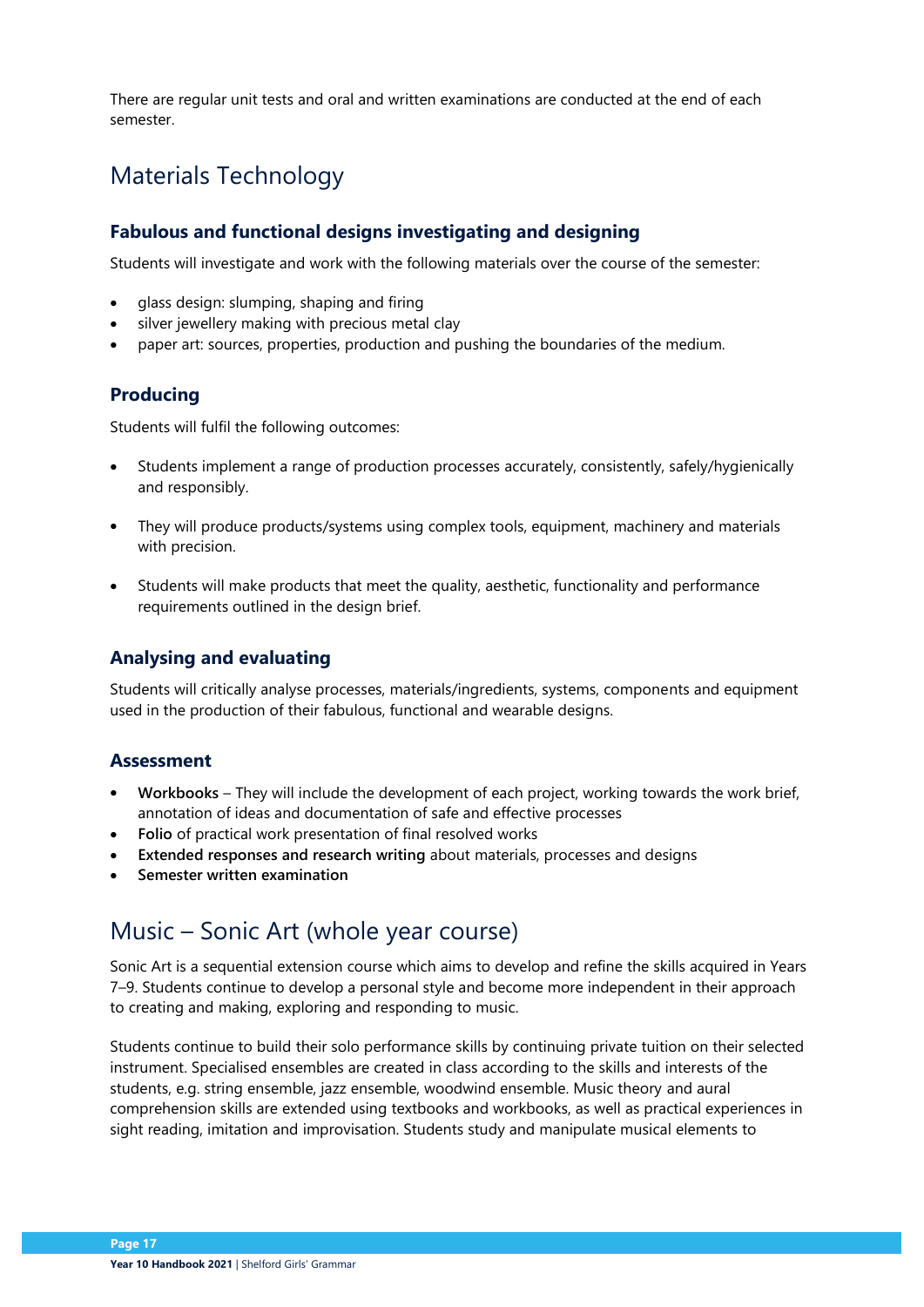There are regular unit tests and oral and written examinations are conducted at the end of each semester.

## Materials Technology

### Fabulous and functional designs investigating and designing

Students will investigate and work with the following materials over the course of the semester:

- glass design: slumping, shaping and firing
- silver jewellery making with precious metal clay
- paper art: sources, properties, production and pushing the boundaries of the medium.

### Producing

Students will fulfil the following outcomes:

- Students implement a range of production processes accurately, consistently, safely/hygienically and responsibly.
- They will produce products/systems using complex tools, equipment, machinery and materials with precision.
- Students will make products that meet the quality, aesthetic, functionality and performance requirements outlined in the design brief.

### Analysing and evaluating

Students will critically analyse processes, materials/ingredients, systems, components and equipment used in the production of their fabulous, functional and wearable designs.

### Assessment

- **Workbooks** – They will include the development of each project, working towards the work brief, annotation of ideas and documentation of safe and effective processes
- **Folio** of practical work presentation of final resolved works
- **Extended responses and research writing** about materials, processes and designs
- **Semester written examination**

## Music – Sonic Art (whole year course)

Sonic Art is a sequential extension course which aims to develop and refine the skills acquired in Years 7–9. Students continue to develop a personal style and become more independent in their approach to creating and making, exploring and responding to music.

Students continue to build their solo performance skills by continuing private tuition on their selected instrument. Specialised ensembles are created in class according to the skills and interests of the students, e.g. string ensemble, jazz ensemble, woodwind ensemble. Music theory and aural comprehension skills are extended using textbooks and workbooks, as well as practical experiences in sight reading, imitation and improvisation. Students study and manipulate musical elements to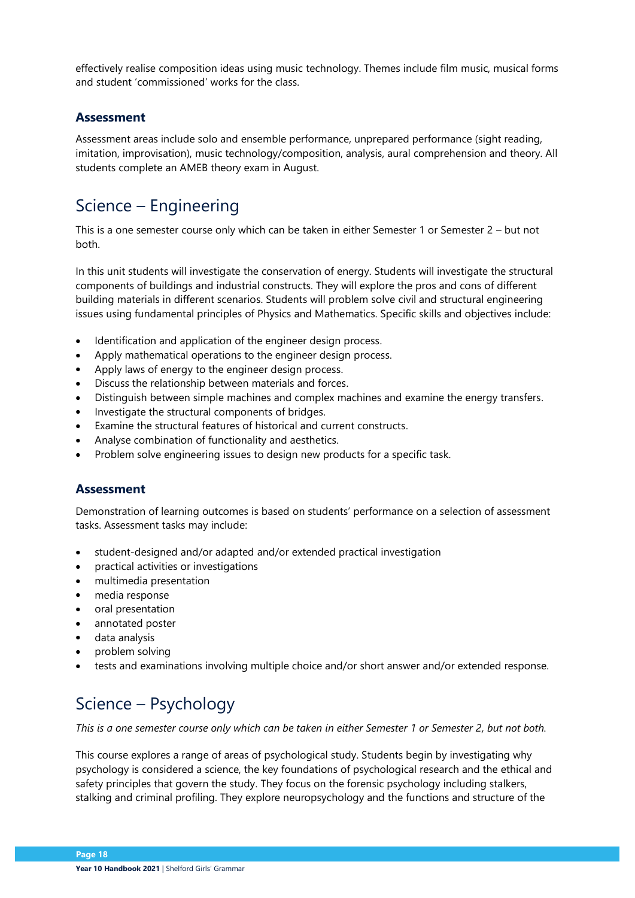effectively realise composition ideas using music technology. Themes include film music, musical forms and student 'commissioned' works for the class.

### Assessment

Assessment areas include solo and ensemble performance, unprepared performance (sight reading, imitation, improvisation), music technology/composition, analysis, aural comprehension and theory. All students complete an AMEB theory exam in August.

## Science – Engineering

This is a one semester course only which can be taken in either Semester 1 or Semester 2 – but not both.

In this unit students will investigate the conservation of energy. Students will investigate the structural components of buildings and industrial constructs. They will explore the pros and cons of different building materials in different scenarios. Students will problem solve civil and structural engineering issues using fundamental principles of Physics and Mathematics. Specific skills and objectives include:

- Identification and application of the engineer design process.
- Apply mathematical operations to the engineer design process.
- Apply laws of energy to the engineer design process.
- Discuss the relationship between materials and forces.
- Distinguish between simple machines and complex machines and examine the energy transfers.
- Investigate the structural components of bridges.
- Examine the structural features of historical and current constructs.
- Analyse combination of functionality and aesthetics.
- Problem solve engineering issues to design new products for a specific task.

### Assessment

Demonstration of learning outcomes is based on students' performance on a selection of assessment tasks. Assessment tasks may include:

- student-designed and/or adapted and/or extended practical investigation
- practical activities or investigations
- multimedia presentation
- media response
- oral presentation
- annotated poster
- data analysis
- problem solving
- tests and examinations involving multiple choice and/or short answer and/or extended response.

## Science – Psychology

*This is a one semester course only which can be taken in either Semester 1 or Semester 2, but not both.*

This course explores a range of areas of psychological study. Students begin by investigating why psychology is considered a science, the key foundations of psychological research and the ethical and safety principles that govern the study. They focus on the forensic psychology including stalkers, stalking and criminal profiling. They explore neuropsychology and the functions and structure of the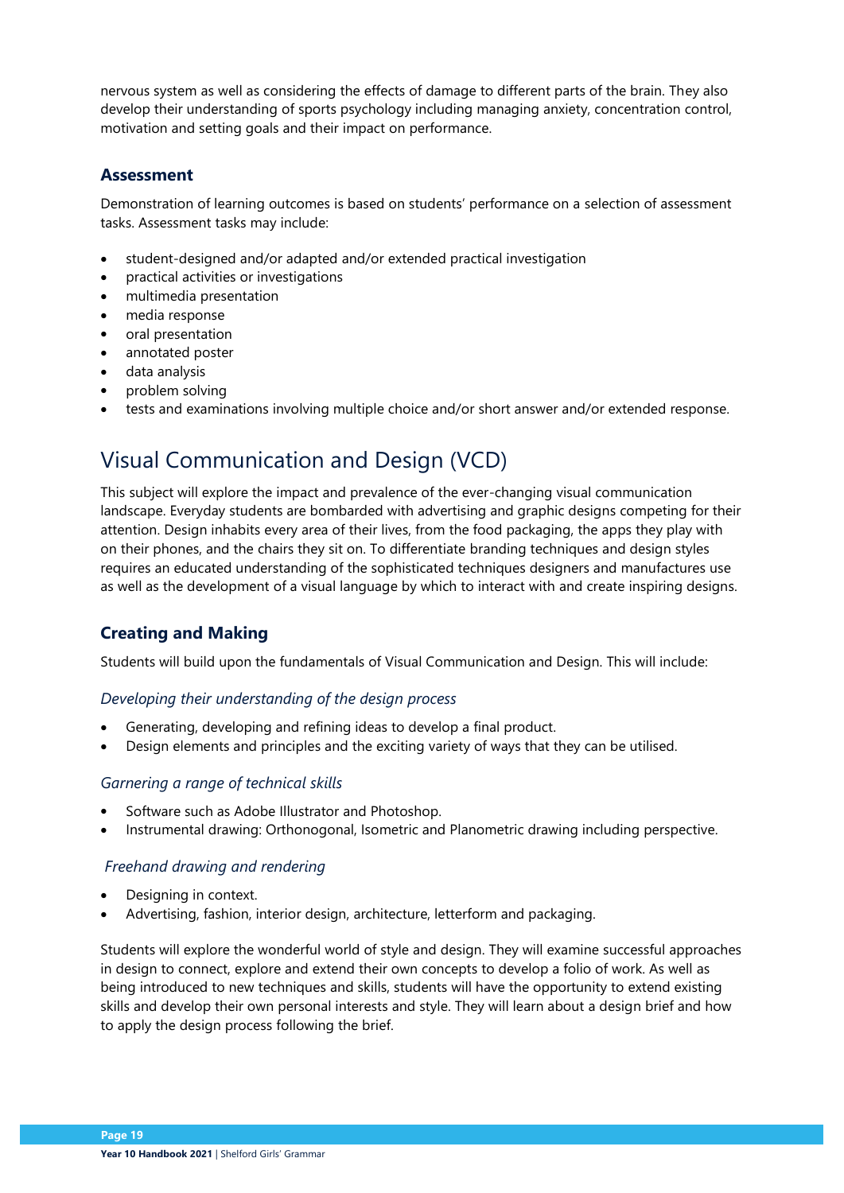nervous system as well as considering the effects of damage to different parts of the brain. They also develop their understanding of sports psychology including managing anxiety, concentration control, motivation and setting goals and their impact on performance.

### Assessment

Demonstration of learning outcomes is based on students' performance on a selection of assessment tasks. Assessment tasks may include:

- student-designed and/or adapted and/or extended practical investigation
- practical activities or investigations
- multimedia presentation
- media response
- oral presentation
- annotated poster
- data analysis
- problem solving
- tests and examinations involving multiple choice and/or short answer and/or extended response.

## Visual Communication and Design (VCD)

This subject will explore the impact and prevalence of the ever-changing visual communication landscape. Everyday students are bombarded with advertising and graphic designs competing for their attention. Design inhabits every area of their lives, from the food packaging, the apps they play with on their phones, and the chairs they sit on. To differentiate branding techniques and design styles requires an educated understanding of the sophisticated techniques designers and manufactures use as well as the development of a visual language by which to interact with and create inspiring designs.

### Creating and Making

Students will build upon the fundamentals of Visual Communication and Design. This will include:

#### *Developing their understanding of the design process*

- Generating, developing and refining ideas to develop a final product.
- Design elements and principles and the exciting variety of ways that they can be utilised.

#### *Garnering a range of technical skills*

- Software such as Adobe Illustrator and Photoshop.
- Instrumental drawing: Orthonogonal, Isometric and Planometric drawing including perspective.

#### *Freehand drawing and rendering*

- Designing in context.
- Advertising, fashion, interior design, architecture, letterform and packaging.

Students will explore the wonderful world of style and design. They will examine successful approaches in design to connect, explore and extend their own concepts to develop a folio of work. As well as being introduced to new techniques and skills, students will have the opportunity to extend existing skills and develop their own personal interests and style. They will learn about a design brief and how to apply the design process following the brief.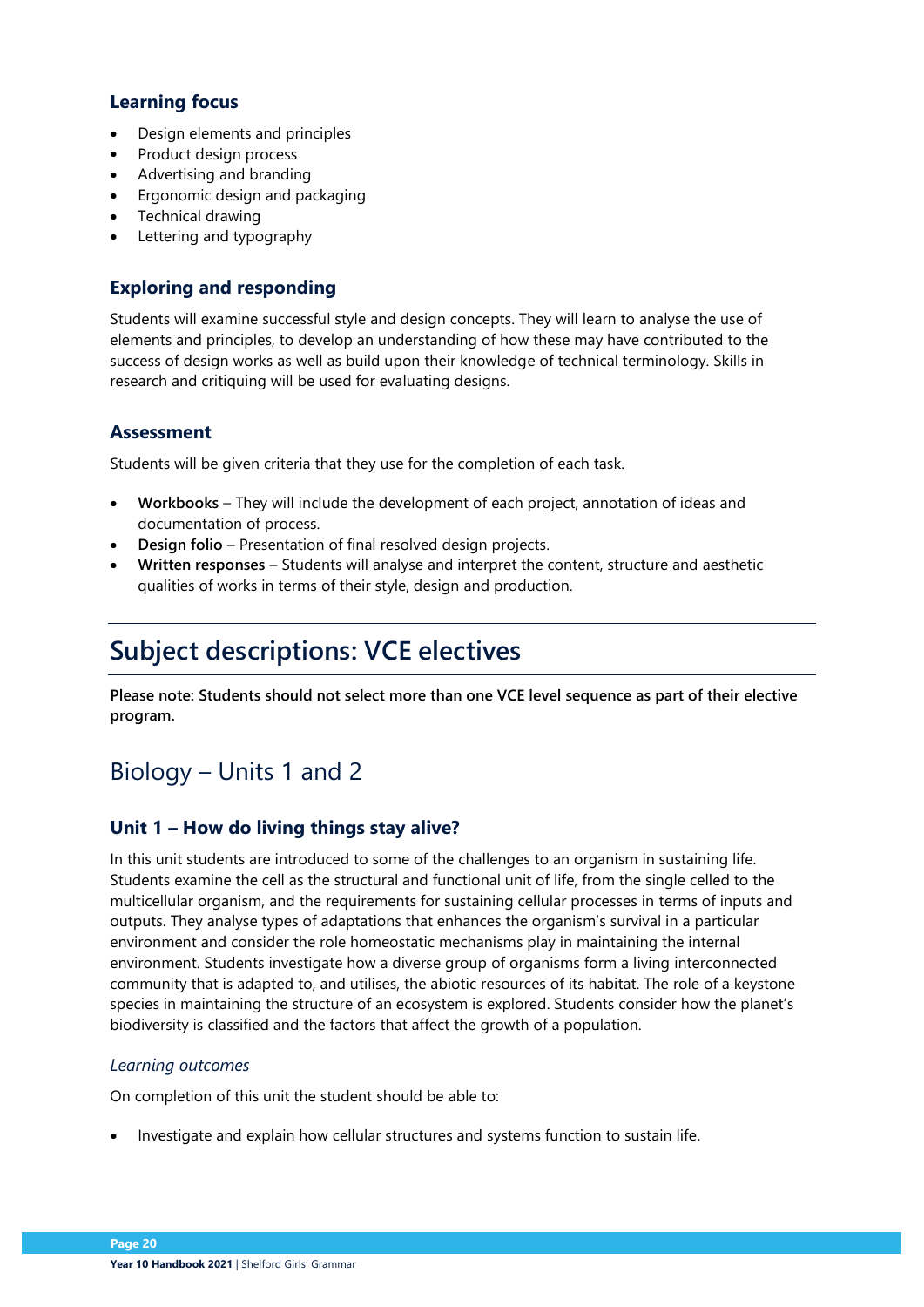### Learning focus

- Design elements and principles
- Product design process
- Advertising and branding
- Ergonomic design and packaging
- Technical drawing
- Lettering and typography

### Exploring and responding

Students will examine successful style and design concepts. They will learn to analyse the use of elements and principles, to develop an understanding of how these may have contributed to the success of design works as well as build upon their knowledge of technical terminology. Skills in research and critiquing will be used for evaluating designs.

### Assessment

Students will be given criteria that they use for the completion of each task.

- **Workbooks** – They will include the development of each project, annotation of ideas and documentation of process.
- **Design folio** – Presentation of final resolved design projects.
- **Written responses** – Students will analyse and interpret the content, structure and aesthetic qualities of works in terms of their style, design and production.

# Subject descriptions: VCE electives

**Please note: Students should not select more than one VCE level sequence as part of their elective program.**

## Biology – Units 1 and 2

### Unit 1 – How do living things stay alive?

In this unit students are introduced to some of the challenges to an organism in sustaining life. Students examine the cell as the structural and functional unit of life, from the single celled to the multicellular organism, and the requirements for sustaining cellular processes in terms of inputs and outputs. They analyse types of adaptations that enhances the organism's survival in a particular environment and consider the role homeostatic mechanisms play in maintaining the internal environment. Students investigate how a diverse group of organisms form a living interconnected community that is adapted to, and utilises, the abiotic resources of its habitat. The role of a keystone species in maintaining the structure of an ecosystem is explored. Students consider how the planet's biodiversity is classified and the factors that affect the growth of a population.

*Learning outcomes*

On completion of this unit the student should be able to:

- Investigate and explain how cellular structures and systems function to sustain life.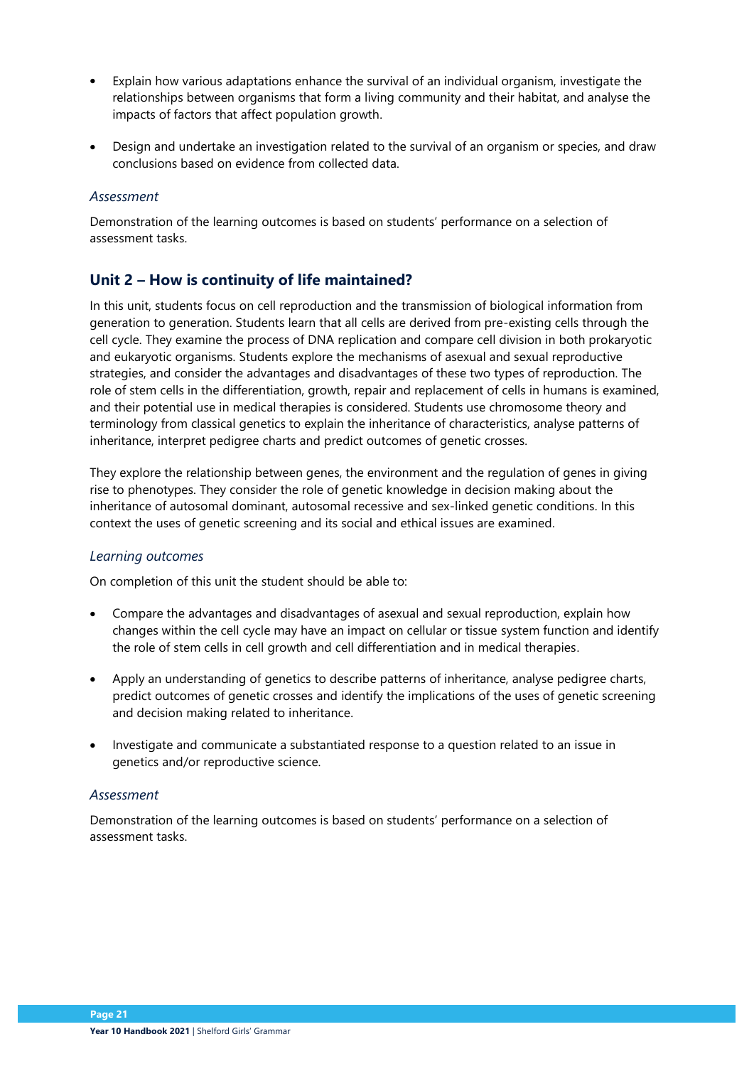- Explain how various adaptations enhance the survival of an individual organism, investigate the relationships between organisms that form a living community and their habitat, and analyse the impacts of factors that affect population growth.
- Design and undertake an investigation related to the survival of an organism or species, and draw conclusions based on evidence from collected data.

*Assessment*

Demonstration of the learning outcomes is based on students' performance on a selection of assessment tasks.

## Unit 2 – How is continuity of life maintained?

In this unit, students focus on cell reproduction and the transmission of biological information from generation to generation. Students learn that all cells are derived from pre-existing cells through the cell cycle. They examine the process of DNA replication and compare cell division in both prokaryotic and eukaryotic organisms. Students explore the mechanisms of asexual and sexual reproductive strategies, and consider the advantages and disadvantages of these two types of reproduction. The role of stem cells in the differentiation, growth, repair and replacement of cells in humans is examined, and their potential use in medical therapies is considered. Students use chromosome theory and terminology from classical genetics to explain the inheritance of characteristics, analyse patterns of inheritance, interpret pedigree charts and predict outcomes of genetic crosses.

They explore the relationship between genes, the environment and the regulation of genes in giving rise to phenotypes. They consider the role of genetic knowledge in decision making about the inheritance of autosomal dominant, autosomal recessive and sex-linked genetic conditions. In this context the uses of genetic screening and its social and ethical issues are examined.

*Learning outcomes*

On completion of this unit the student should be able to:

- Compare the advantages and disadvantages of asexual and sexual reproduction, explain how changes within the cell cycle may have an impact on cellular or tissue system function and identify the role of stem cells in cell growth and cell differentiation and in medical therapies.
- Apply an understanding of genetics to describe patterns of inheritance, analyse pedigree charts, predict outcomes of genetic crosses and identify the implications of the uses of genetic screening and decision making related to inheritance.
- Investigate and communicate a substantiated response to a question related to an issue in genetics and/or reproductive science.

*Assessment*

Demonstration of the learning outcomes is based on students' performance on a selection of assessment tasks.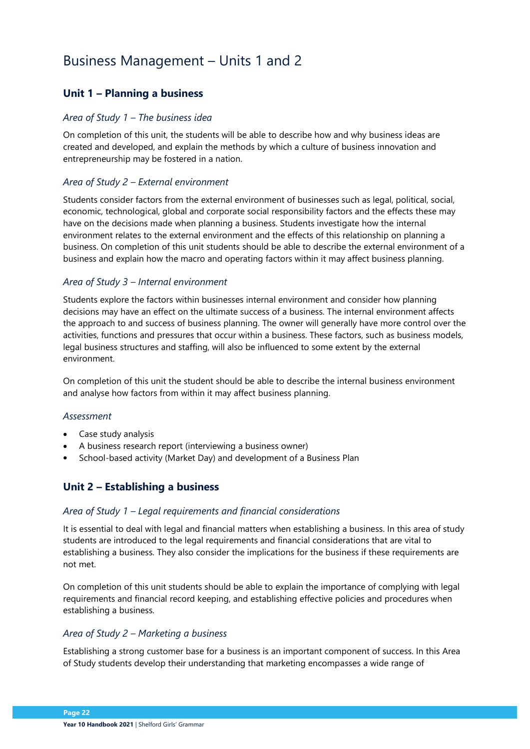# Business Management – Units 1 and 2

## Unit 1 – Planning a business

### *Area of Study 1 – The business idea*

On completion of this unit, the students will be able to describe how and why business ideas are created and developed, and explain the methods by which a culture of business innovation and entrepreneurship may be fostered in a nation.

### *Area of Study 2 – External environment*

Students consider factors from the external environment of businesses such as legal, political, social, economic, technological, global and corporate social responsibility factors and the effects these may have on the decisions made when planning a business. Students investigate how the internal environment relates to the external environment and the effects of this relationship on planning a business. On completion of this unit students should be able to describe the external environment of a business and explain how the macro and operating factors within it may affect business planning.

### *Area of Study 3 – Internal environment*

Students explore the factors within businesses internal environment and consider how planning decisions may have an effect on the ultimate success of a business. The internal environment affects the approach to and success of business planning. The owner will generally have more control over the activities, functions and pressures that occur within a business. These factors, such as business models, legal business structures and staffing, will also be influenced to some extent by the external environment.

On completion of this unit the student should be able to describe the internal business environment and analyse how factors from within it may affect business planning.

### *Assessment*

- Case study analysis
- A business research report (interviewing a business owner)
- School-based activity (Market Day) and development of a Business Plan

## Unit 2 – Establishing a business

### *Area of Study 1 – Legal requirements and financial considerations*

It is essential to deal with legal and financial matters when establishing a business. In this area of study students are introduced to the legal requirements and financial considerations that are vital to establishing a business. They also consider the implications for the business if these requirements are not met.

On completion of this unit students should be able to explain the importance of complying with legal requirements and financial record keeping, and establishing effective policies and procedures when establishing a business.

### *Area of Study 2 – Marketing a business*

Establishing a strong customer base for a business is an important component of success. In this Area of Study students develop their understanding that marketing encompasses a wide range of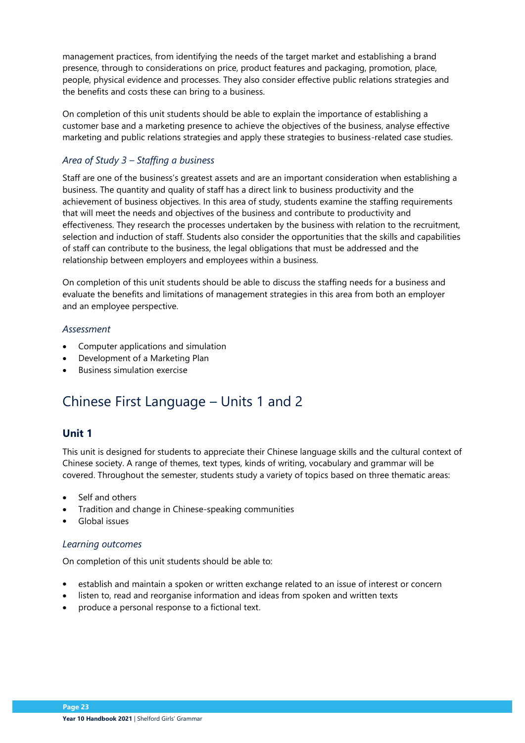management practices, from identifying the needs of the target market and establishing a brand presence, through to considerations on price, product features and packaging, promotion, place, people, physical evidence and processes. They also consider effective public relations strategies and the benefits and costs these can bring to a business.

On completion of this unit students should be able to explain the importance of establishing a customer base and a marketing presence to achieve the objectives of the business, analyse effective marketing and public relations strategies and apply these strategies to business-related case studies.

### *Area of Study 3 – Staffing a business*

Staff are one of the business's greatest assets and are an important consideration when establishing a business. The quantity and quality of staff has a direct link to business productivity and the achievement of business objectives. In this area of study, students examine the staffing requirements that will meet the needs and objectives of the business and contribute to productivity and effectiveness. They research the processes undertaken by the business with relation to the recruitment, selection and induction of staff. Students also consider the opportunities that the skills and capabilities of staff can contribute to the business, the legal obligations that must be addressed and the relationship between employers and employees within a business.

On completion of this unit students should be able to discuss the staffing needs for a business and evaluate the benefits and limitations of management strategies in this area from both an employer and an employee perspective.

### *Assessment*

- Computer applications and simulation
- Development of a Marketing Plan
- Business simulation exercise

# Chinese First Language – Units 1 and 2

## Unit 1

This unit is designed for students to appreciate their Chinese language skills and the cultural context of Chinese society. A range of themes, text types, kinds of writing, vocabulary and grammar will be covered. Throughout the semester, students study a variety of topics based on three thematic areas:

- Self and others
- Tradition and change in Chinese-speaking communities
- Global issues

### *Learning outcomes*

On completion of this unit students should be able to:

- establish and maintain a spoken or written exchange related to an issue of interest or concern
- listen to, read and reorganise information and ideas from spoken and written texts
- produce a personal response to a fictional text.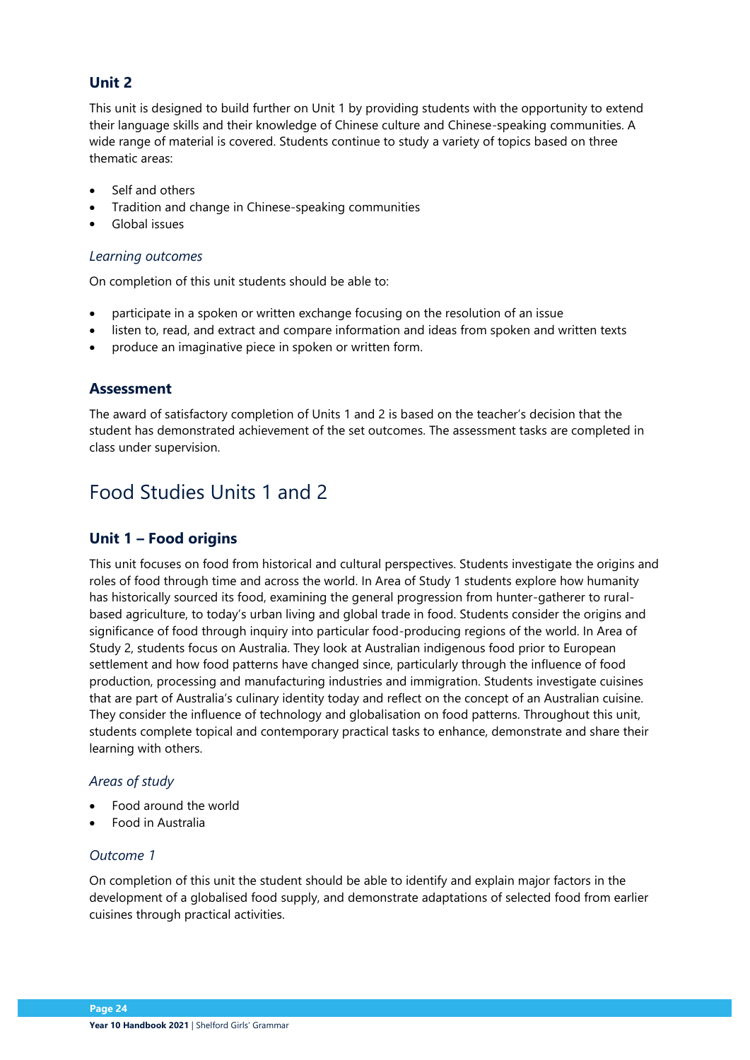### Unit 2

This unit is designed to build further on Unit 1 by providing students with the opportunity to extend their language skills and their knowledge of Chinese culture and Chinese-speaking communities. A wide range of material is covered. Students continue to study a variety of topics based on three thematic areas:

- Self and others
- Tradition and change in Chinese-speaking communities
- Global issues

#### *Learning outcomes*

On completion of this unit students should be able to:

- participate in a spoken or written exchange focusing on the resolution of an issue
- listen to, read, and extract and compare information and ideas from spoken and written texts
- produce an imaginative piece in spoken or written form.

### Assessment

The award of satisfactory completion of Units 1 and 2 is based on the teacher's decision that the student has demonstrated achievement of the set outcomes. The assessment tasks are completed in class under supervision.

## Food Studies Units 1 and 2

### Unit 1 – Food origins

This unit focuses on food from historical and cultural perspectives. Students investigate the origins and roles of food through time and across the world. In Area of Study 1 students explore how humanity has historically sourced its food, examining the general progression from hunter-gatherer to rural-based agriculture, to today's urban living and global trade in food. Students consider the origins and significance of food through inquiry into particular food-producing regions of the world. In Area of Study 2, students focus on Australia. They look at Australian indigenous food prior to European settlement and how food patterns have changed since, particularly through the influence of food production, processing and manufacturing industries and immigration. Students investigate cuisines that are part of Australia's culinary identity today and reflect on the concept of an Australian cuisine. They consider the influence of technology and globalisation on food patterns. Throughout this unit, students complete topical and contemporary practical tasks to enhance, demonstrate and share their learning with others.

#### *Areas of study*

- Food around the world
- Food in Australia

#### *Outcome 1*

On completion of this unit the student should be able to identify and explain major factors in the development of a globalised food supply, and demonstrate adaptations of selected food from earlier cuisines through practical activities.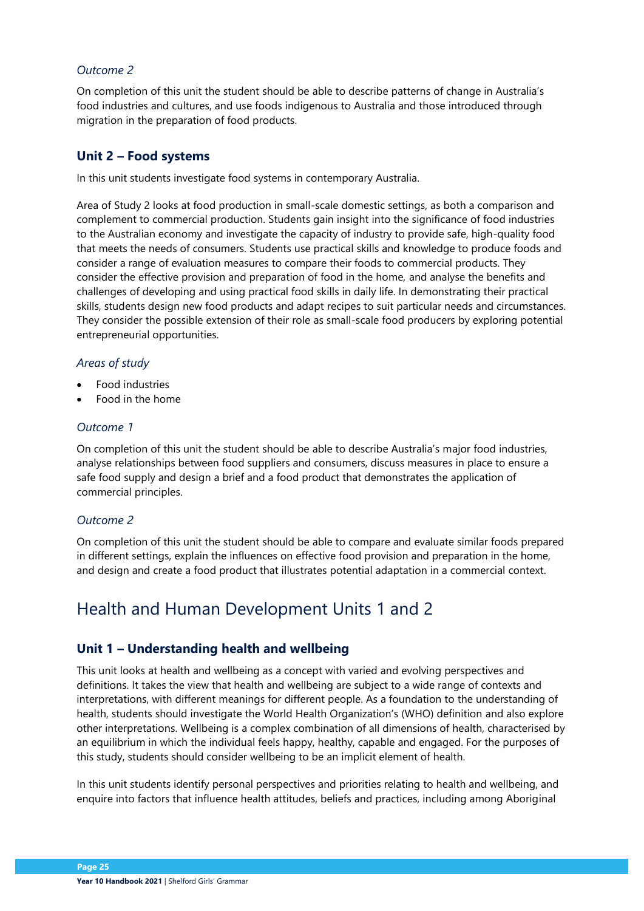*Outcome 2*

On completion of this unit the student should be able to describe patterns of change in Australia's food industries and cultures, and use foods indigenous to Australia and those introduced through migration in the preparation of food products.

### Unit 2 – Food systems

In this unit students investigate food systems in contemporary Australia.

Area of Study 2 looks at food production in small-scale domestic settings, as both a comparison and complement to commercial production. Students gain insight into the significance of food industries to the Australian economy and investigate the capacity of industry to provide safe, high-quality food that meets the needs of consumers. Students use practical skills and knowledge to produce foods and consider a range of evaluation measures to compare their foods to commercial products. They consider the effective provision and preparation of food in the home, and analyse the benefits and challenges of developing and using practical food skills in daily life. In demonstrating their practical skills, students design new food products and adapt recipes to suit particular needs and circumstances. They consider the possible extension of their role as small-scale food producers by exploring potential entrepreneurial opportunities.

*Areas of study*

- Food industries
- Food in the home

*Outcome 1*

On completion of this unit the student should be able to describe Australia's major food industries, analyse relationships between food suppliers and consumers, discuss measures in place to ensure a safe food supply and design a brief and a food product that demonstrates the application of commercial principles.

*Outcome 2*

On completion of this unit the student should be able to compare and evaluate similar foods prepared in different settings, explain the influences on effective food provision and preparation in the home, and design and create a food product that illustrates potential adaptation in a commercial context.

## Health and Human Development Units 1 and 2

### Unit 1 – Understanding health and wellbeing

This unit looks at health and wellbeing as a concept with varied and evolving perspectives and definitions. It takes the view that health and wellbeing are subject to a wide range of contexts and interpretations, with different meanings for different people. As a foundation to the understanding of health, students should investigate the World Health Organization's (WHO) definition and also explore other interpretations. Wellbeing is a complex combination of all dimensions of health, characterised by an equilibrium in which the individual feels happy, healthy, capable and engaged. For the purposes of this study, students should consider wellbeing to be an implicit element of health.

In this unit students identify personal perspectives and priorities relating to health and wellbeing, and enquire into factors that influence health attitudes, beliefs and practices, including among Aboriginal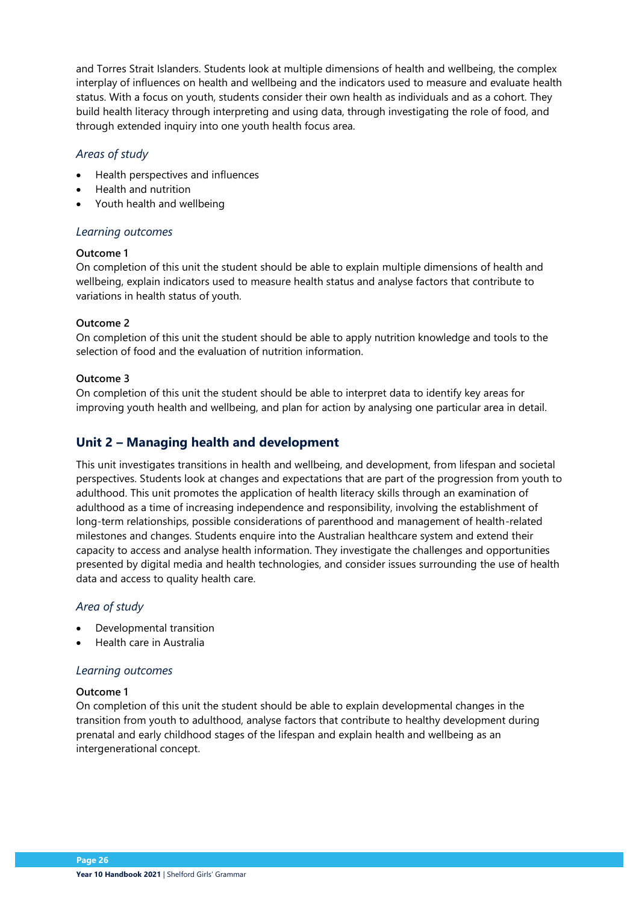and Torres Strait Islanders. Students look at multiple dimensions of health and wellbeing, the complex interplay of influences on health and wellbeing and the indicators used to measure and evaluate health status. With a focus on youth, students consider their own health as individuals and as a cohort. They build health literacy through interpreting and using data, through investigating the role of food, and through extended inquiry into one youth health focus area.

### *Areas of study*

- Health perspectives and influences
- Health and nutrition
- Youth health and wellbeing

### *Learning outcomes*

**Outcome 1**
On completion of this unit the student should be able to explain multiple dimensions of health and wellbeing, explain indicators used to measure health status and analyse factors that contribute to variations in health status of youth.

**Outcome 2**
On completion of this unit the student should be able to apply nutrition knowledge and tools to the selection of food and the evaluation of nutrition information.

**Outcome 3**
On completion of this unit the student should be able to interpret data to identify key areas for improving youth health and wellbeing, and plan for action by analysing one particular area in detail.

## Unit 2 – Managing health and development

This unit investigates transitions in health and wellbeing, and development, from lifespan and societal perspectives. Students look at changes and expectations that are part of the progression from youth to adulthood. This unit promotes the application of health literacy skills through an examination of adulthood as a time of increasing independence and responsibility, involving the establishment of long-term relationships, possible considerations of parenthood and management of health-related milestones and changes. Students enquire into the Australian healthcare system and extend their capacity to access and analyse health information. They investigate the challenges and opportunities presented by digital media and health technologies, and consider issues surrounding the use of health data and access to quality health care.

### *Area of study*

- Developmental transition
- Health care in Australia

### *Learning outcomes*

**Outcome 1**
On completion of this unit the student should be able to explain developmental changes in the transition from youth to adulthood, analyse factors that contribute to healthy development during prenatal and early childhood stages of the lifespan and explain health and wellbeing as an intergenerational concept.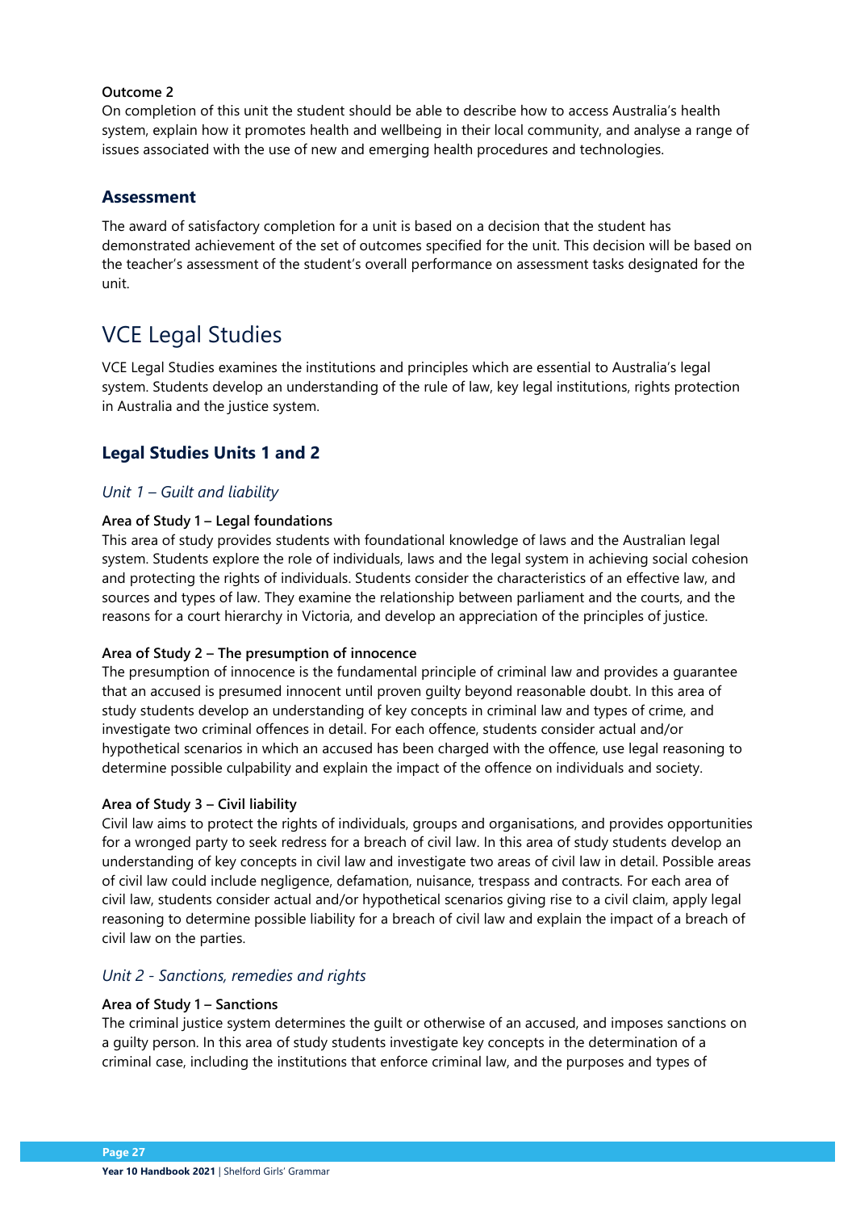**Outcome 2**

On completion of this unit the student should be able to describe how to access Australia's health system, explain how it promotes health and wellbeing in their local community, and analyse a range of issues associated with the use of new and emerging health procedures and technologies.

### Assessment

The award of satisfactory completion for a unit is based on a decision that the student has demonstrated achievement of the set of outcomes specified for the unit. This decision will be based on the teacher's assessment of the student's overall performance on assessment tasks designated for the unit.

# VCE Legal Studies

VCE Legal Studies examines the institutions and principles which are essential to Australia's legal system. Students develop an understanding of the rule of law, key legal institutions, rights protection in Australia and the justice system.

## Legal Studies Units 1 and 2

### *Unit 1 – Guilt and liability*

**Area of Study 1 – Legal foundations**

This area of study provides students with foundational knowledge of laws and the Australian legal system. Students explore the role of individuals, laws and the legal system in achieving social cohesion and protecting the rights of individuals. Students consider the characteristics of an effective law, and sources and types of law. They examine the relationship between parliament and the courts, and the reasons for a court hierarchy in Victoria, and develop an appreciation of the principles of justice.

**Area of Study 2 – The presumption of innocence**

The presumption of innocence is the fundamental principle of criminal law and provides a guarantee that an accused is presumed innocent until proven guilty beyond reasonable doubt. In this area of study students develop an understanding of key concepts in criminal law and types of crime, and investigate two criminal offences in detail. For each offence, students consider actual and/or hypothetical scenarios in which an accused has been charged with the offence, use legal reasoning to determine possible culpability and explain the impact of the offence on individuals and society.

**Area of Study 3 – Civil liability**

Civil law aims to protect the rights of individuals, groups and organisations, and provides opportunities for a wronged party to seek redress for a breach of civil law. In this area of study students develop an understanding of key concepts in civil law and investigate two areas of civil law in detail. Possible areas of civil law could include negligence, defamation, nuisance, trespass and contracts. For each area of civil law, students consider actual and/or hypothetical scenarios giving rise to a civil claim, apply legal reasoning to determine possible liability for a breach of civil law and explain the impact of a breach of civil law on the parties.

### *Unit 2 - Sanctions, remedies and rights*

**Area of Study 1 – Sanctions**

The criminal justice system determines the guilt or otherwise of an accused, and imposes sanctions on a guilty person. In this area of study students investigate key concepts in the determination of a criminal case, including the institutions that enforce criminal law, and the purposes and types of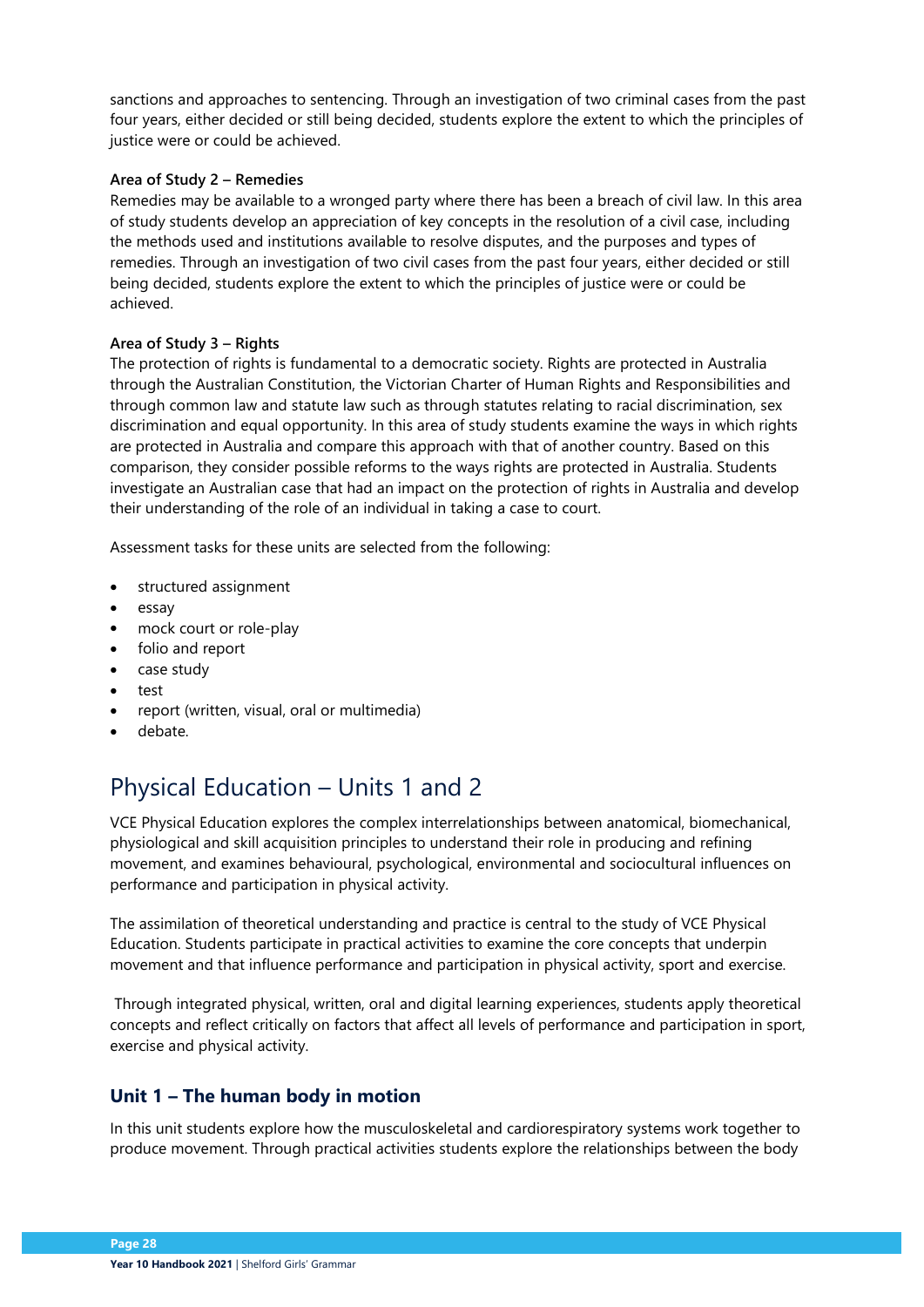sanctions and approaches to sentencing. Through an investigation of two criminal cases from the past four years, either decided or still being decided, students explore the extent to which the principles of justice were or could be achieved.

**Area of Study 2 – Remedies**

Remedies may be available to a wronged party where there has been a breach of civil law. In this area of study students develop an appreciation of key concepts in the resolution of a civil case, including the methods used and institutions available to resolve disputes, and the purposes and types of remedies. Through an investigation of two civil cases from the past four years, either decided or still being decided, students explore the extent to which the principles of justice were or could be achieved.

**Area of Study 3 – Rights**

The protection of rights is fundamental to a democratic society. Rights are protected in Australia through the Australian Constitution, the Victorian Charter of Human Rights and Responsibilities and through common law and statute law such as through statutes relating to racial discrimination, sex discrimination and equal opportunity. In this area of study students examine the ways in which rights are protected in Australia and compare this approach with that of another country. Based on this comparison, they consider possible reforms to the ways rights are protected in Australia. Students investigate an Australian case that had an impact on the protection of rights in Australia and develop their understanding of the role of an individual in taking a case to court.

Assessment tasks for these units are selected from the following:

- structured assignment
- essay
- mock court or role-play
- folio and report
- case study
- test
- report (written, visual, oral or multimedia)
- debate.

# Physical Education – Units 1 and 2

VCE Physical Education explores the complex interrelationships between anatomical, biomechanical, physiological and skill acquisition principles to understand their role in producing and refining movement, and examines behavioural, psychological, environmental and sociocultural influences on performance and participation in physical activity.

The assimilation of theoretical understanding and practice is central to the study of VCE Physical Education. Students participate in practical activities to examine the core concepts that underpin movement and that influence performance and participation in physical activity, sport and exercise.

Through integrated physical, written, oral and digital learning experiences, students apply theoretical concepts and reflect critically on factors that affect all levels of performance and participation in sport, exercise and physical activity.

## Unit 1 – The human body in motion

In this unit students explore how the musculoskeletal and cardiorespiratory systems work together to produce movement. Through practical activities students explore the relationships between the body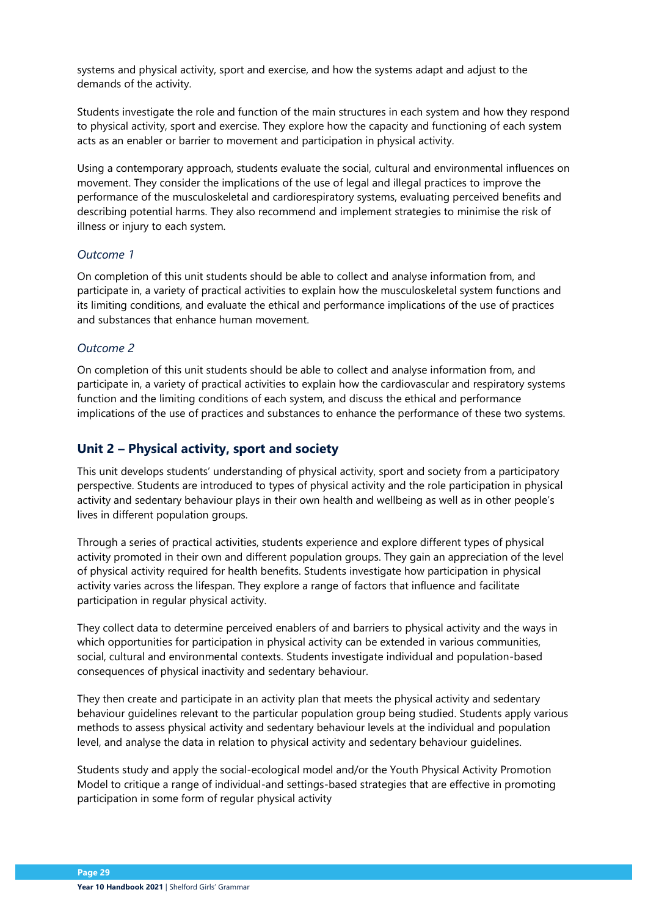systems and physical activity, sport and exercise, and how the systems adapt and adjust to the demands of the activity.

Students investigate the role and function of the main structures in each system and how they respond to physical activity, sport and exercise. They explore how the capacity and functioning of each system acts as an enabler or barrier to movement and participation in physical activity.

Using a contemporary approach, students evaluate the social, cultural and environmental influences on movement. They consider the implications of the use of legal and illegal practices to improve the performance of the musculoskeletal and cardiorespiratory systems, evaluating perceived benefits and describing potential harms. They also recommend and implement strategies to minimise the risk of illness or injury to each system.

*Outcome 1*

On completion of this unit students should be able to collect and analyse information from, and participate in, a variety of practical activities to explain how the musculoskeletal system functions and its limiting conditions, and evaluate the ethical and performance implications of the use of practices and substances that enhance human movement.

*Outcome 2*

On completion of this unit students should be able to collect and analyse information from, and participate in, a variety of practical activities to explain how the cardiovascular and respiratory systems function and the limiting conditions of each system, and discuss the ethical and performance implications of the use of practices and substances to enhance the performance of these two systems.

## Unit 2 – Physical activity, sport and society

This unit develops students' understanding of physical activity, sport and society from a participatory perspective. Students are introduced to types of physical activity and the role participation in physical activity and sedentary behaviour plays in their own health and wellbeing as well as in other people's lives in different population groups.

Through a series of practical activities, students experience and explore different types of physical activity promoted in their own and different population groups. They gain an appreciation of the level of physical activity required for health benefits. Students investigate how participation in physical activity varies across the lifespan. They explore a range of factors that influence and facilitate participation in regular physical activity.

They collect data to determine perceived enablers of and barriers to physical activity and the ways in which opportunities for participation in physical activity can be extended in various communities, social, cultural and environmental contexts. Students investigate individual and population-based consequences of physical inactivity and sedentary behaviour.

They then create and participate in an activity plan that meets the physical activity and sedentary behaviour guidelines relevant to the particular population group being studied. Students apply various methods to assess physical activity and sedentary behaviour levels at the individual and population level, and analyse the data in relation to physical activity and sedentary behaviour guidelines.

Students study and apply the social-ecological model and/or the Youth Physical Activity Promotion Model to critique a range of individual-and settings-based strategies that are effective in promoting participation in some form of regular physical activity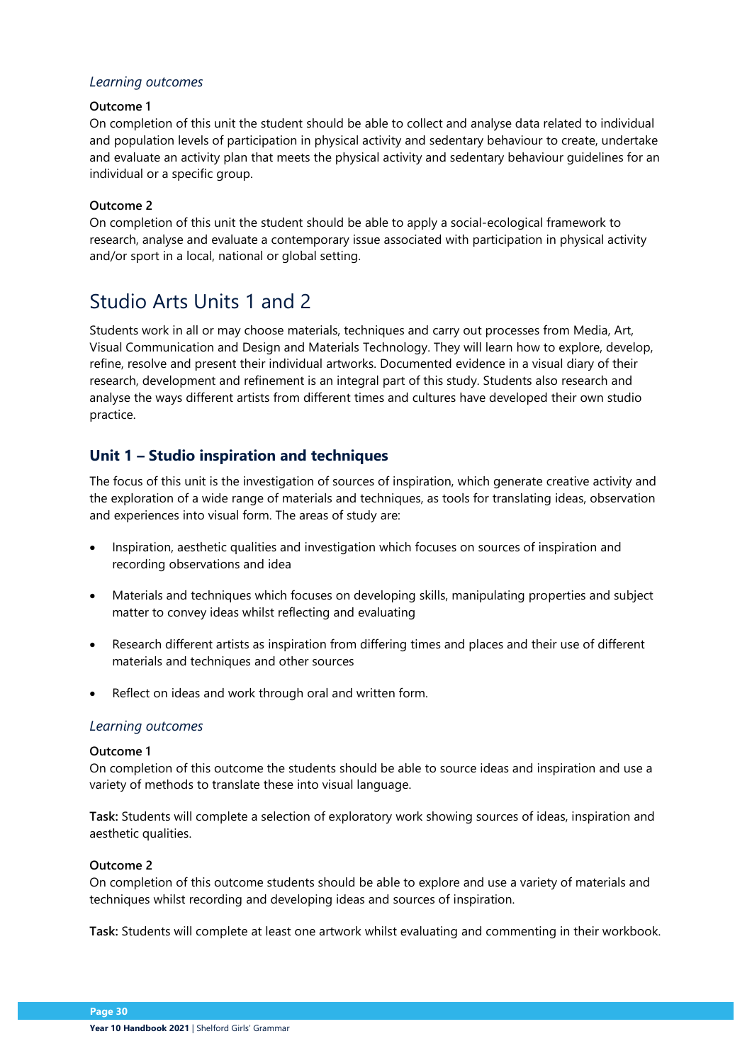*Learning outcomes*

**Outcome 1**
On completion of this unit the student should be able to collect and analyse data related to individual and population levels of participation in physical activity and sedentary behaviour to create, undertake and evaluate an activity plan that meets the physical activity and sedentary behaviour guidelines for an individual or a specific group.

**Outcome 2**
On completion of this unit the student should be able to apply a social-ecological framework to research, analyse and evaluate a contemporary issue associated with participation in physical activity and/or sport in a local, national or global setting.

# Studio Arts Units 1 and 2

Students work in all or may choose materials, techniques and carry out processes from Media, Art, Visual Communication and Design and Materials Technology. They will learn how to explore, develop, refine, resolve and present their individual artworks. Documented evidence in a visual diary of their research, development and refinement is an integral part of this study. Students also research and analyse the ways different artists from different times and cultures have developed their own studio practice.

## Unit 1 – Studio inspiration and techniques

The focus of this unit is the investigation of sources of inspiration, which generate creative activity and the exploration of a wide range of materials and techniques, as tools for translating ideas, observation and experiences into visual form. The areas of study are:

- Inspiration, aesthetic qualities and investigation which focuses on sources of inspiration and recording observations and idea
- Materials and techniques which focuses on developing skills, manipulating properties and subject matter to convey ideas whilst reflecting and evaluating
- Research different artists as inspiration from differing times and places and their use of different materials and techniques and other sources
- Reflect on ideas and work through oral and written form.

*Learning outcomes*

**Outcome 1**
On completion of this outcome the students should be able to source ideas and inspiration and use a variety of methods to translate these into visual language.

**Task:** Students will complete a selection of exploratory work showing sources of ideas, inspiration and aesthetic qualities.

**Outcome 2**
On completion of this outcome students should be able to explore and use a variety of materials and techniques whilst recording and developing ideas and sources of inspiration.

**Task:** Students will complete at least one artwork whilst evaluating and commenting in their workbook.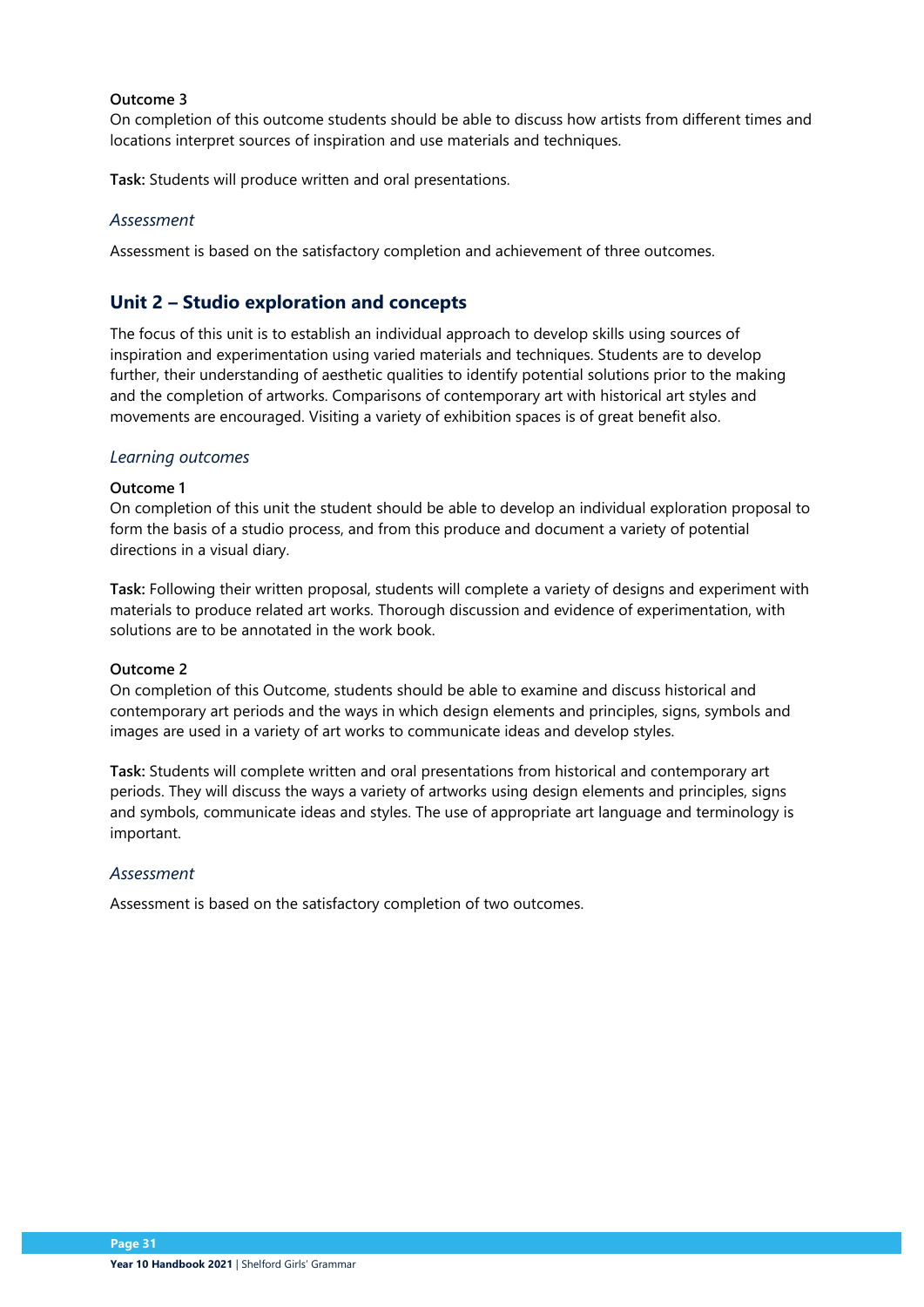**Outcome 3**
On completion of this outcome students should be able to discuss how artists from different times and locations interpret sources of inspiration and use materials and techniques.

**Task:** Students will produce written and oral presentations.

### *Assessment*

Assessment is based on the satisfactory completion and achievement of three outcomes.

## Unit 2 – Studio exploration and concepts

The focus of this unit is to establish an individual approach to develop skills using sources of inspiration and experimentation using varied materials and techniques. Students are to develop further, their understanding of aesthetic qualities to identify potential solutions prior to the making and the completion of artworks. Comparisons of contemporary art with historical art styles and movements are encouraged. Visiting a variety of exhibition spaces is of great benefit also.

### *Learning outcomes*

**Outcome 1**
On completion of this unit the student should be able to develop an individual exploration proposal to form the basis of a studio process, and from this produce and document a variety of potential directions in a visual diary.

**Task:** Following their written proposal, students will complete a variety of designs and experiment with materials to produce related art works. Thorough discussion and evidence of experimentation, with solutions are to be annotated in the work book.

**Outcome 2**
On completion of this Outcome, students should be able to examine and discuss historical and contemporary art periods and the ways in which design elements and principles, signs, symbols and images are used in a variety of art works to communicate ideas and develop styles.

**Task:** Students will complete written and oral presentations from historical and contemporary art periods. They will discuss the ways a variety of artworks using design elements and principles, signs and symbols, communicate ideas and styles. The use of appropriate art language and terminology is important.

### *Assessment*

Assessment is based on the satisfactory completion of two outcomes.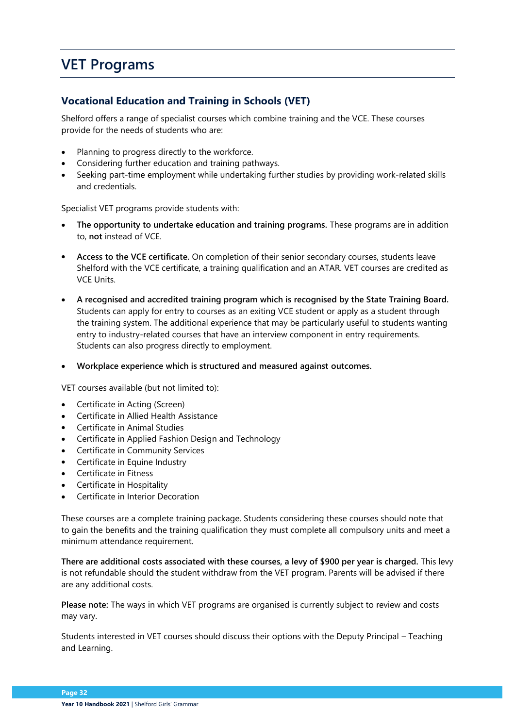# VET Programs

## Vocational Education and Training in Schools (VET)

Shelford offers a range of specialist courses which combine training and the VCE. These courses provide for the needs of students who are:

- Planning to progress directly to the workforce.
- Considering further education and training pathways.
- Seeking part-time employment while undertaking further studies by providing work-related skills and credentials.

Specialist VET programs provide students with:

- **The opportunity to undertake education and training programs.** These programs are in addition to, **not** instead of VCE.
- **Access to the VCE certificate.** On completion of their senior secondary courses, students leave Shelford with the VCE certificate, a training qualification and an ATAR. VET courses are credited as VCE Units.
- **A recognised and accredited training program which is recognised by the State Training Board.** Students can apply for entry to courses as an exiting VCE student or apply as a student through the training system. The additional experience that may be particularly useful to students wanting entry to industry-related courses that have an interview component in entry requirements. Students can also progress directly to employment.
- **Workplace experience which is structured and measured against outcomes.**

VET courses available (but not limited to):

- Certificate in Acting (Screen)
- Certificate in Allied Health Assistance
- Certificate in Animal Studies
- Certificate in Applied Fashion Design and Technology
- Certificate in Community Services
- Certificate in Equine Industry
- Certificate in Fitness
- Certificate in Hospitality
- Certificate in Interior Decoration

These courses are a complete training package. Students considering these courses should note that to gain the benefits and the training qualification they must complete all compulsory units and meet a minimum attendance requirement.

**There are additional costs associated with these courses, a levy of $900 per year is charged.** This levy is not refundable should the student withdraw from the VET program. Parents will be advised if there are any additional costs.

**Please note:** The ways in which VET programs are organised is currently subject to review and costs may vary.

Students interested in VET courses should discuss their options with the Deputy Principal – Teaching and Learning.